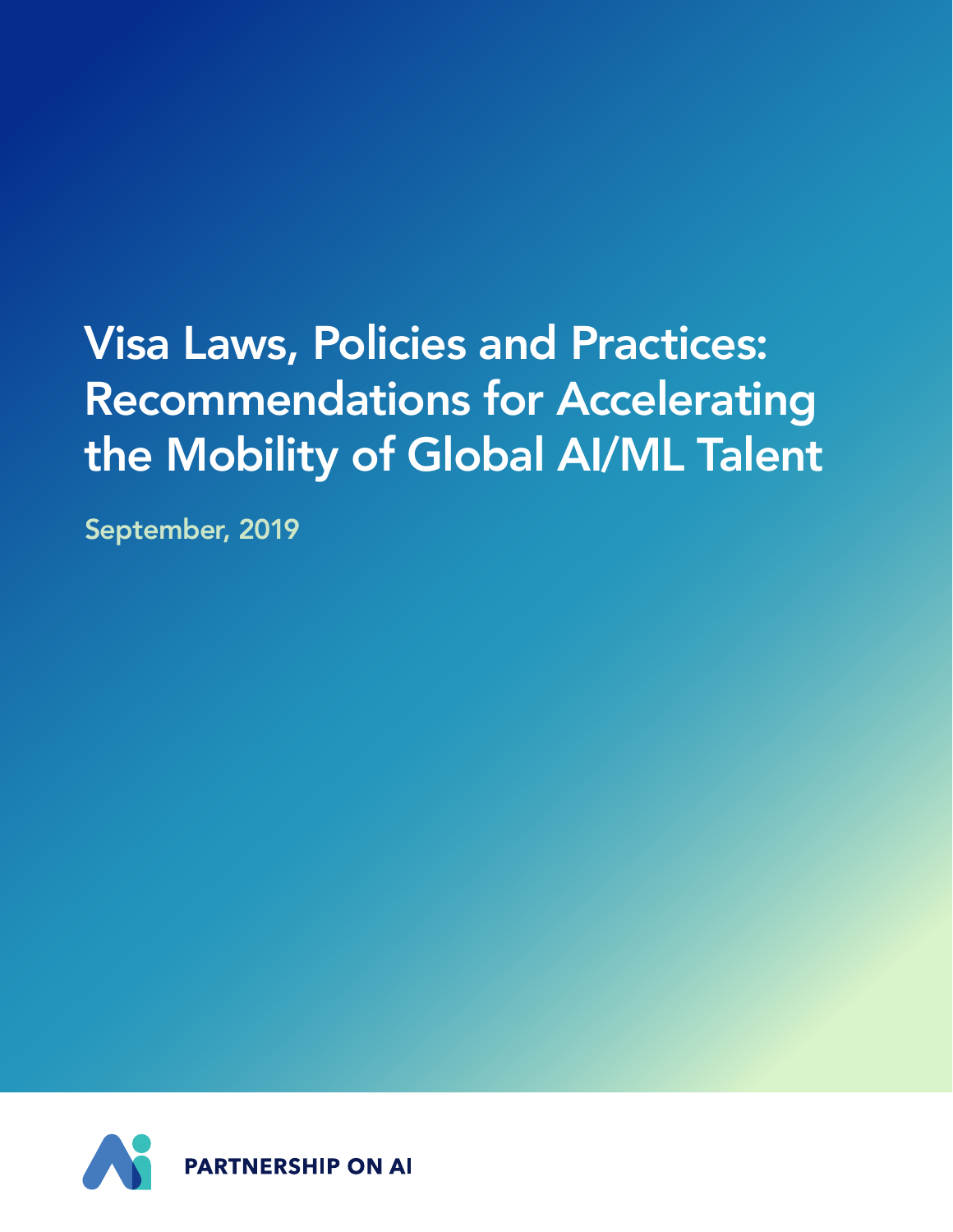# Visa Laws, Policies and Practices: Recommendations for Accelerating the Mobility of Global AI/ML Talent

September, 2019

PARTNERSHIP ON AI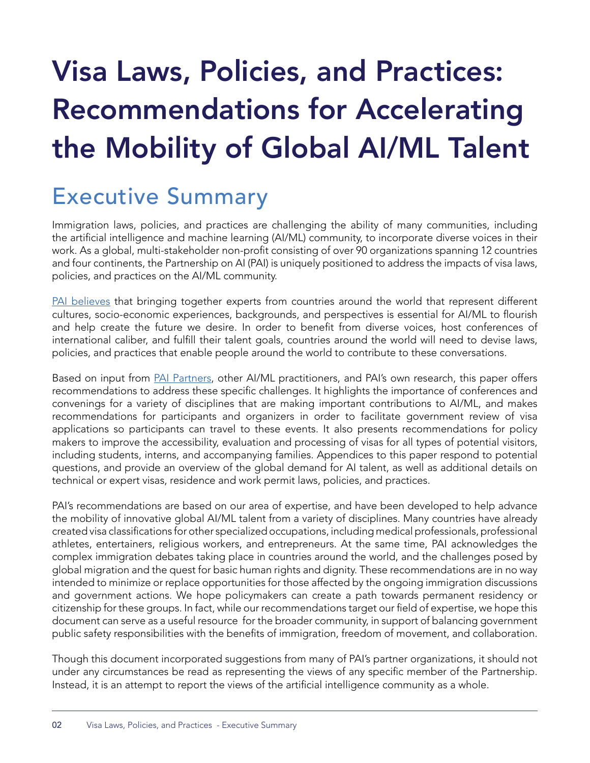# Visa Laws, Policies, and Practices: Recommendations for Accelerating the Mobility of Global AI/ML Talent

## Executive Summary

Immigration laws, policies, and practices are challenging the ability of many communities, including the artificial intelligence and machine learning (AI/ML) community, to incorporate diverse voices in their work. As a global, multi-stakeholder non-profit consisting of over 90 organizations spanning 12 countries and four continents, the Partnership on AI (PAI) is uniquely positioned to address the impacts of visa laws, policies, and practices on the AI/ML community.

PAI believes that bringing together experts from countries around the world that represent different cultures, socio-economic experiences, backgrounds, and perspectives is essential for AI/ML to flourish and help create the future we desire. In order to benefit from diverse voices, host conferences of international caliber, and fulfill their talent goals, countries around the world will need to devise laws, policies, and practices that enable people around the world to contribute to these conversations.

Based on input from PAI Partners, other AI/ML practitioners, and PAI's own research, this paper offers recommendations to address these specific challenges. It highlights the importance of conferences and convenings for a variety of disciplines that are making important contributions to AI/ML, and makes recommendations for participants and organizers in order to facilitate government review of visa applications so participants can travel to these events. It also presents recommendations for policy makers to improve the accessibility, evaluation and processing of visas for all types of potential visitors, including students, interns, and accompanying families. Appendices to this paper respond to potential questions, and provide an overview of the global demand for AI talent, as well as additional details on technical or expert visas, residence and work permit laws, policies, and practices.

PAI's recommendations are based on our area of expertise, and have been developed to help advance the mobility of innovative global AI/ML talent from a variety of disciplines. Many countries have already created visa classifications for other specialized occupations, including medical professionals, professional athletes, entertainers, religious workers, and entrepreneurs. At the same time, PAI acknowledges the complex immigration debates taking place in countries around the world, and the challenges posed by global migration and the quest for basic human rights and dignity. These recommendations are in no way intended to minimize or replace opportunities for those affected by the ongoing immigration discussions and government actions. We hope policymakers can create a path towards permanent residency or citizenship for these groups. In fact, while our recommendations target our field of expertise, we hope this document can serve as a useful resource for the broader community, in support of balancing government public safety responsibilities with the benefits of immigration, freedom of movement, and collaboration.

Though this document incorporated suggestions from many of PAI's partner organizations, it should not under any circumstances be read as representing the views of any specific member of the Partnership. Instead, it is an attempt to report the views of the artificial intelligence community as a whole.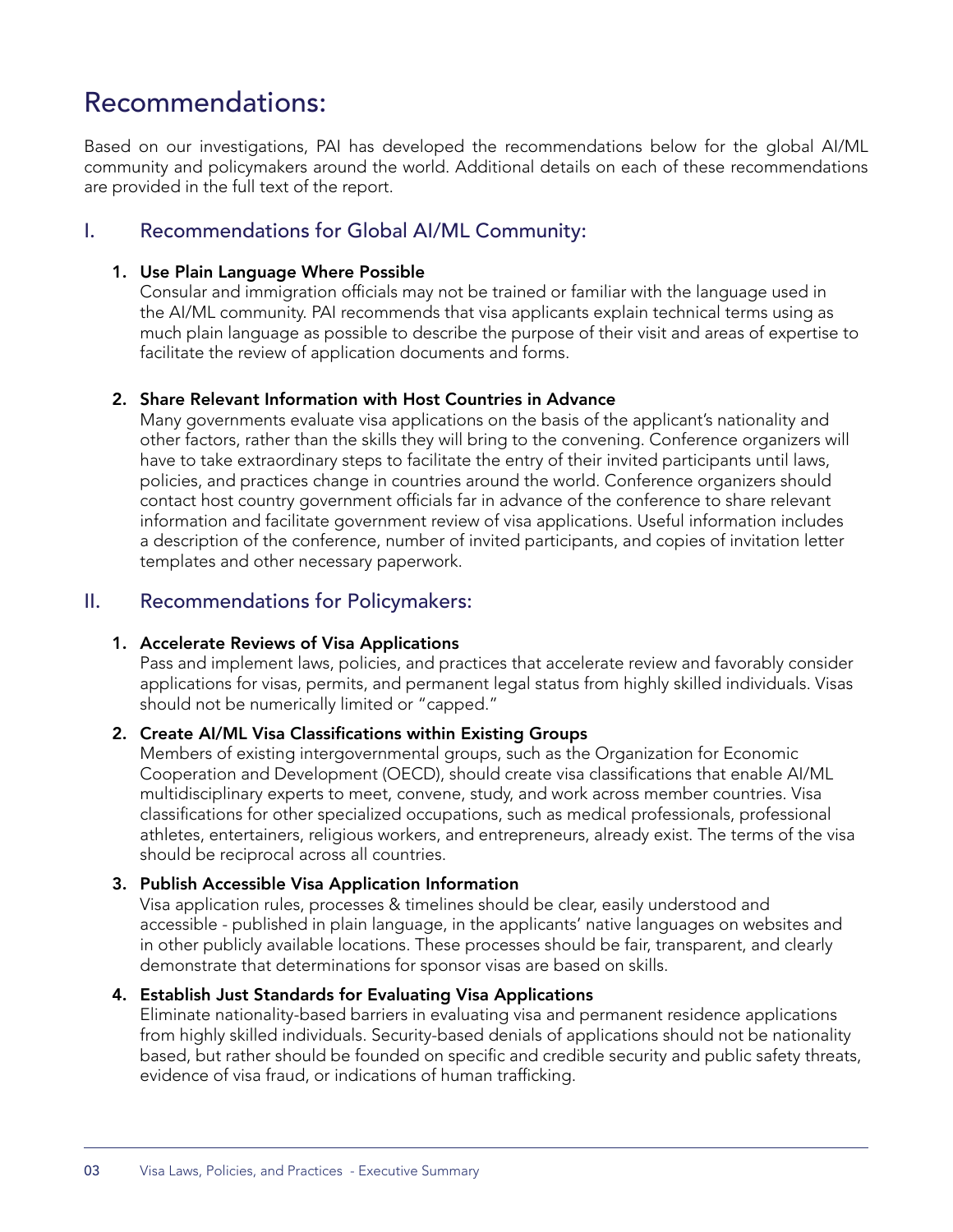# Recommendations:

Based on our investigations, PAI has developed the recommendations below for the global AI/ML community and policymakers around the world. Additional details on each of these recommendations are provided in the full text of the report.

## I. Recommendations for Global AI/ML Community:

1. **Use Plain Language Where Possible**
   Consular and immigration officials may not be trained or familiar with the language used in the AI/ML community. PAI recommends that visa applicants explain technical terms using as much plain language as possible to describe the purpose of their visit and areas of expertise to facilitate the review of application documents and forms.

2. **Share Relevant Information with Host Countries in Advance**
   Many governments evaluate visa applications on the basis of the applicant's nationality and other factors, rather than the skills they will bring to the convening. Conference organizers will have to take extraordinary steps to facilitate the entry of their invited participants until laws, policies, and practices change in countries around the world. Conference organizers should contact host country government officials far in advance of the conference to share relevant information and facilitate government review of visa applications. Useful information includes a description of the conference, number of invited participants, and copies of invitation letter templates and other necessary paperwork.

## II. Recommendations for Policymakers:

1. **Accelerate Reviews of Visa Applications**
   Pass and implement laws, policies, and practices that accelerate review and favorably consider applications for visas, permits, and permanent legal status from highly skilled individuals. Visas should not be numerically limited or "capped."

2. **Create AI/ML Visa Classifications within Existing Groups**
   Members of existing intergovernmental groups, such as the Organization for Economic Cooperation and Development (OECD), should create visa classifications that enable AI/ML multidisciplinary experts to meet, convene, study, and work across member countries. Visa classifications for other specialized occupations, such as medical professionals, professional athletes, entertainers, religious workers, and entrepreneurs, already exist. The terms of the visa should be reciprocal across all countries.

3. **Publish Accessible Visa Application Information**
   Visa application rules, processes & timelines should be clear, easily understood and accessible - published in plain language, in the applicants' native languages on websites and in other publicly available locations. These processes should be fair, transparent, and clearly demonstrate that determinations for sponsor visas are based on skills.

4. **Establish Just Standards for Evaluating Visa Applications**
   Eliminate nationality-based barriers in evaluating visa and permanent residence applications from highly skilled individuals. Security-based denials of applications should not be nationality based, but rather should be founded on specific and credible security and public safety threats, evidence of visa fraud, or indications of human trafficking.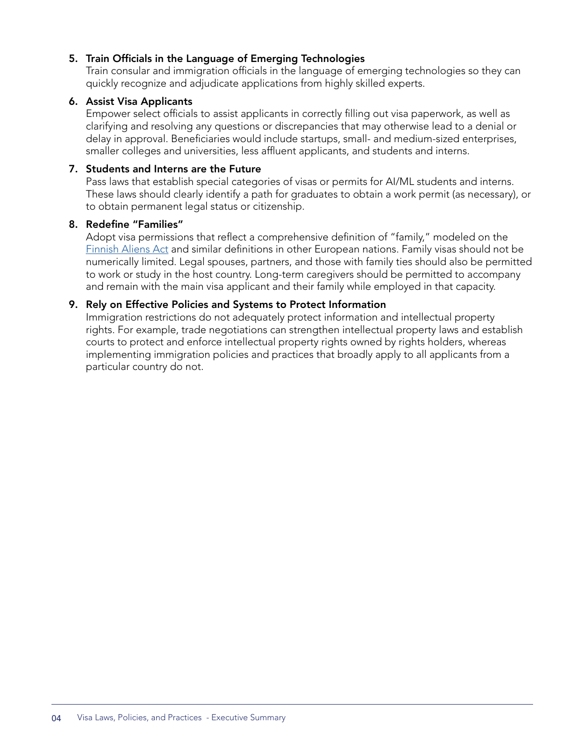5. **Train Officials in the Language of Emerging Technologies**
   Train consular and immigration officials in the language of emerging technologies so they can quickly recognize and adjudicate applications from highly skilled experts.

6. **Assist Visa Applicants**
   Empower select officials to assist applicants in correctly filling out visa paperwork, as well as clarifying and resolving any questions or discrepancies that may otherwise lead to a denial or delay in approval. Beneficiaries would include startups, small- and medium-sized enterprises, smaller colleges and universities, less affluent applicants, and students and interns.

7. **Students and Interns are the Future**
   Pass laws that establish special categories of visas or permits for AI/ML students and interns. These laws should clearly identify a path for graduates to obtain a work permit (as necessary), or to obtain permanent legal status or citizenship.

8. **Redefine "Families"**
   Adopt visa permissions that reflect a comprehensive definition of "family," modeled on the Finnish Aliens Act and similar definitions in other European nations. Family visas should not be numerically limited. Legal spouses, partners, and those with family ties should also be permitted to work or study in the host country. Long-term caregivers should be permitted to accompany and remain with the main visa applicant and their family while employed in that capacity.

9. **Rely on Effective Policies and Systems to Protect Information**
   Immigration restrictions do not adequately protect information and intellectual property rights. For example, trade negotiations can strengthen intellectual property laws and establish courts to protect and enforce intellectual property rights owned by rights holders, whereas implementing immigration policies and practices that broadly apply to all applicants from a particular country do not.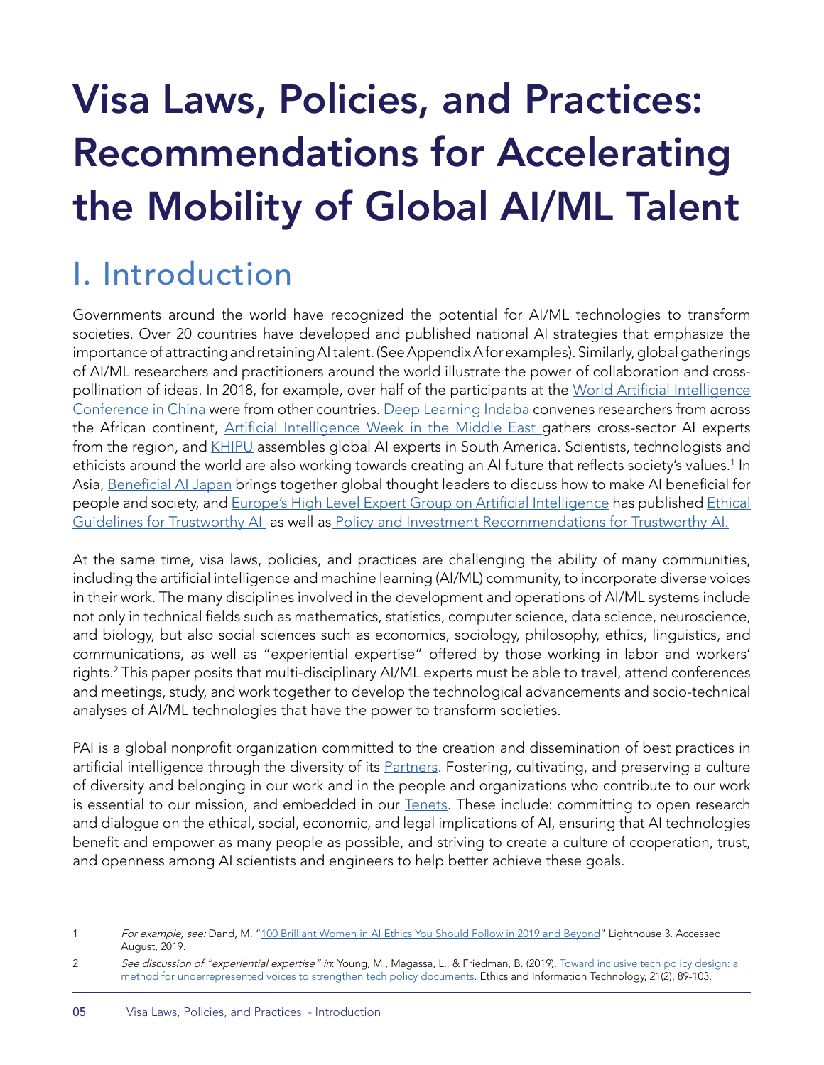# Visa Laws, Policies, and Practices: Recommendations for Accelerating the Mobility of Global AI/ML Talent

## I. Introduction

Governments around the world have recognized the potential for AI/ML technologies to transform societies. Over 20 countries have developed and published national AI strategies that emphasize the importance of attracting and retaining AI talent. (See Appendix A for examples). Similarly, global gatherings of AI/ML researchers and practitioners around the world illustrate the power of collaboration and cross-pollination of ideas. In 2018, for example, over half of the participants at the World Artificial Intelligence Conference in China were from other countries. Deep Learning Indaba convenes researchers from across the African continent, Artificial Intelligence Week in the Middle East gathers cross-sector AI experts from the region, and KHIPU assembles global AI experts in South America. Scientists, technologists and ethicists around the world are also working towards creating an AI future that reflects society's values.[1] In Asia, Beneficial AI Japan brings together global thought leaders to discuss how to make AI beneficial for people and society, and Europe's High Level Expert Group on Artificial Intelligence has published Ethical Guidelines for Trustworthy AI as well as Policy and Investment Recommendations for Trustworthy AI.

At the same time, visa laws, policies, and practices are challenging the ability of many communities, including the artificial intelligence and machine learning (AI/ML) community, to incorporate diverse voices in their work. The many disciplines involved in the development and operations of AI/ML systems include not only in technical fields such as mathematics, statistics, computer science, data science, neuroscience, and biology, but also social sciences such as economics, sociology, philosophy, ethics, linguistics, and communications, as well as "experiential expertise" offered by those working in labor and workers' rights.[2] This paper posits that multi-disciplinary AI/ML experts must be able to travel, attend conferences and meetings, study, and work together to develop the technological advancements and socio-technical analyses of AI/ML technologies that have the power to transform societies.

PAI is a global nonprofit organization committed to the creation and dissemination of best practices in artificial intelligence through the diversity of its Partners. Fostering, cultivating, and preserving a culture of diversity and belonging in our work and in the people and organizations who contribute to our work is essential to our mission, and embedded in our Tenets. These include: committing to open research and dialogue on the ethical, social, economic, and legal implications of AI, ensuring that AI technologies benefit and empower as many people as possible, and striving to create a culture of cooperation, trust, and openness among AI scientists and engineers to help better achieve these goals.

---

1 *For example, see:* Dand, M. "100 Brilliant Women in AI Ethics You Should Follow in 2019 and Beyond" Lighthouse 3. Accessed August, 2019.

2 *See discussion of "experiential expertise" in*: Young, M., Magassa, L., & Friedman, B. (2019). Toward inclusive tech policy design: a method for underrepresented voices to strengthen tech policy documents. Ethics and Information Technology, 21(2), 89-103.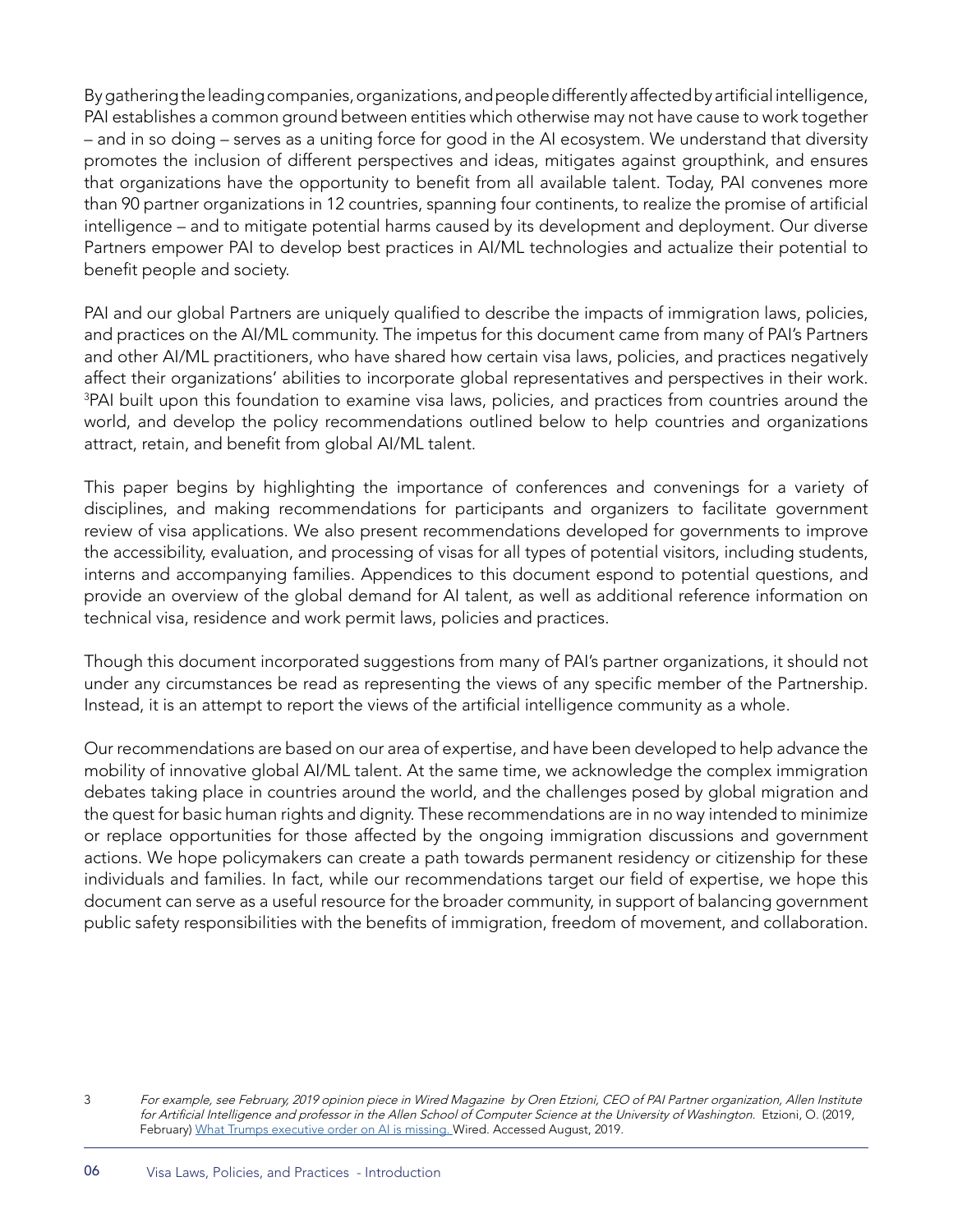By gathering the leading companies, organizations, and people differently affected by artificial intelligence, PAI establishes a common ground between entities which otherwise may not have cause to work together – and in so doing – serves as a uniting force for good in the AI ecosystem. We understand that diversity promotes the inclusion of different perspectives and ideas, mitigates against groupthink, and ensures that organizations have the opportunity to benefit from all available talent. Today, PAI convenes more than 90 partner organizations in 12 countries, spanning four continents, to realize the promise of artificial intelligence – and to mitigate potential harms caused by its development and deployment. Our diverse Partners empower PAI to develop best practices in AI/ML technologies and actualize their potential to benefit people and society.

PAI and our global Partners are uniquely qualified to describe the impacts of immigration laws, policies, and practices on the AI/ML community. The impetus for this document came from many of PAI's Partners and other AI/ML practitioners, who have shared how certain visa laws, policies, and practices negatively affect their organizations' abilities to incorporate global representatives and perspectives in their work. [3]PAI built upon this foundation to examine visa laws, policies, and practices from countries around the world, and develop the policy recommendations outlined below to help countries and organizations attract, retain, and benefit from global AI/ML talent.

This paper begins by highlighting the importance of conferences and convenings for a variety of disciplines, and making recommendations for participants and organizers to facilitate government review of visa applications. We also present recommendations developed for governments to improve the accessibility, evaluation, and processing of visas for all types of potential visitors, including students, interns and accompanying families. Appendices to this document espond to potential questions, and provide an overview of the global demand for AI talent, as well as additional reference information on technical visa, residence and work permit laws, policies and practices.

Though this document incorporated suggestions from many of PAI's partner organizations, it should not under any circumstances be read as representing the views of any specific member of the Partnership. Instead, it is an attempt to report the views of the artificial intelligence community as a whole.

Our recommendations are based on our area of expertise, and have been developed to help advance the mobility of innovative global AI/ML talent. At the same time, we acknowledge the complex immigration debates taking place in countries around the world, and the challenges posed by global migration and the quest for basic human rights and dignity. These recommendations are in no way intended to minimize or replace opportunities for those affected by the ongoing immigration discussions and government actions. We hope policymakers can create a path towards permanent residency or citizenship for these individuals and families. In fact, while our recommendations target our field of expertise, we hope this document can serve as a useful resource for the broader community, in support of balancing government public safety responsibilities with the benefits of immigration, freedom of movement, and collaboration.

3 *For example, see February, 2019 opinion piece in Wired Magazine by Oren Etzioni, CEO of PAI Partner organization, Allen Institute for Artificial Intelligence and professor in the Allen School of Computer Science at the University of Washington.* Etzioni, O. (2019, February) What Trumps executive order on AI is missing. Wired. Accessed August, 2019.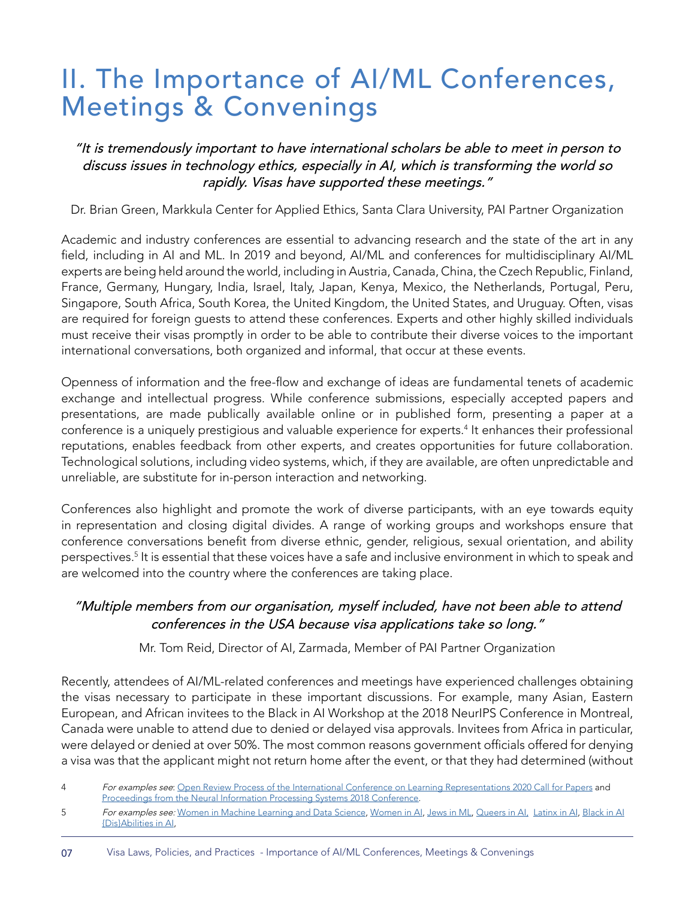# II. The Importance of AI/ML Conferences, Meetings & Convenings

*"It is tremendously important to have international scholars be able to meet in person to discuss issues in technology ethics, especially in AI, which is transforming the world so rapidly. Visas have supported these meetings."*

Dr. Brian Green, Markkula Center for Applied Ethics, Santa Clara University, PAI Partner Organization

Academic and industry conferences are essential to advancing research and the state of the art in any field, including in AI and ML. In 2019 and beyond, AI/ML and conferences for multidisciplinary AI/ML experts are being held around the world, including in Austria, Canada, China, the Czech Republic, Finland, France, Germany, Hungary, India, Israel, Italy, Japan, Kenya, Mexico, the Netherlands, Portugal, Peru, Singapore, South Africa, South Korea, the United Kingdom, the United States, and Uruguay. Often, visas are required for foreign guests to attend these conferences. Experts and other highly skilled individuals must receive their visas promptly in order to be able to contribute their diverse voices to the important international conversations, both organized and informal, that occur at these events.

Openness of information and the free-flow and exchange of ideas are fundamental tenets of academic exchange and intellectual progress. While conference submissions, especially accepted papers and presentations, are made publically available online or in published form, presenting a paper at a conference is a uniquely prestigious and valuable experience for experts.[4] It enhances their professional reputations, enables feedback from other experts, and creates opportunities for future collaboration. Technological solutions, including video systems, which, if they are available, are often unpredictable and unreliable, are substitute for in-person interaction and networking.

Conferences also highlight and promote the work of diverse participants, with an eye towards equity in representation and closing digital divides. A range of working groups and workshops ensure that conference conversations benefit from diverse ethnic, gender, religious, sexual orientation, and ability perspectives.[5] It is essential that these voices have a safe and inclusive environment in which to speak and are welcomed into the country where the conferences are taking place.

*"Multiple members from our organisation, myself included, have not been able to attend conferences in the USA because visa applications take so long."*

Mr. Tom Reid, Director of AI, Zarmada, Member of PAI Partner Organization

Recently, attendees of AI/ML-related conferences and meetings have experienced challenges obtaining the visas necessary to participate in these important discussions. For example, many Asian, Eastern European, and African invitees to the Black in AI Workshop at the 2018 NeurIPS Conference in Montreal, Canada were unable to attend due to denied or delayed visa approvals. Invitees from Africa in particular, were delayed or denied at over 50%. The most common reasons government officials offered for denying a visa was that the applicant might not return home after the event, or that they had determined (without

4 *For examples see*: Open Review Process of the International Conference on Learning Representations 2020 Call for Papers and Proceedings from the Neural Information Processing Systems 2018 Conference.

5 *For examples see:* Women in Machine Learning and Data Science, Women in AI, Jews in ML, Queers in AI, Latinx in AI, Black in AI {Dis}Abilities in AI,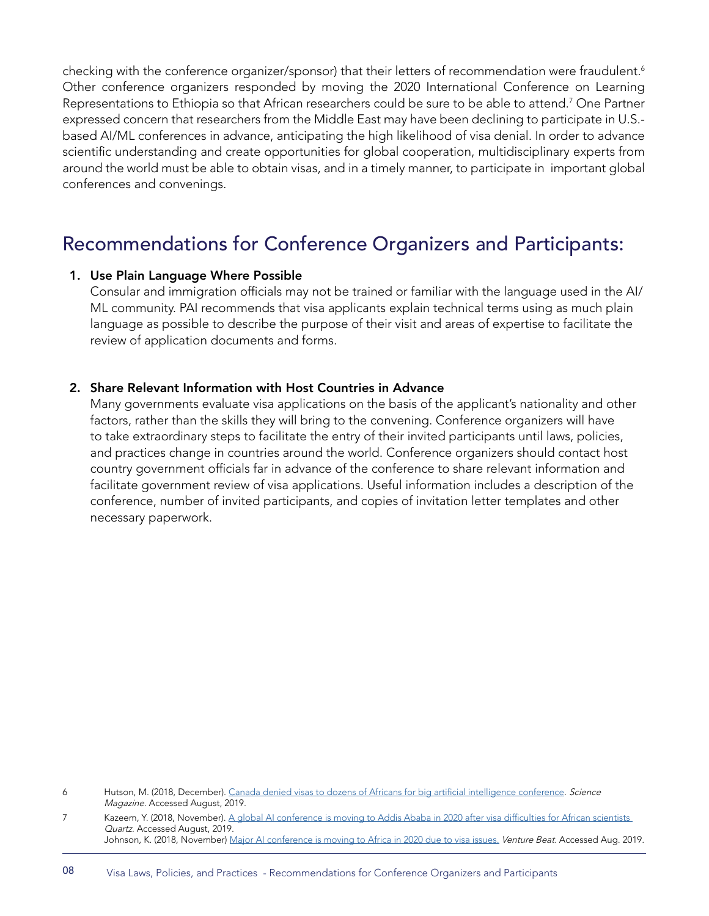checking with the conference organizer/sponsor) that their letters of recommendation were fraudulent.[6] Other conference organizers responded by moving the 2020 International Conference on Learning Representations to Ethiopia so that African researchers could be sure to be able to attend.[7] One Partner expressed concern that researchers from the Middle East may have been declining to participate in U.S.-based AI/ML conferences in advance, anticipating the high likelihood of visa denial. In order to advance scientific understanding and create opportunities for global cooperation, multidisciplinary experts from around the world must be able to obtain visas, and in a timely manner, to participate in important global conferences and convenings.

## Recommendations for Conference Organizers and Participants:

1. **Use Plain Language Where Possible**
   Consular and immigration officials may not be trained or familiar with the language used in the AI/ML community. PAI recommends that visa applicants explain technical terms using as much plain language as possible to describe the purpose of their visit and areas of expertise to facilitate the review of application documents and forms.

2. **Share Relevant Information with Host Countries in Advance**
   Many governments evaluate visa applications on the basis of the applicant's nationality and other factors, rather than the skills they will bring to the convening. Conference organizers will have to take extraordinary steps to facilitate the entry of their invited participants until laws, policies, and practices change in countries around the world. Conference organizers should contact host country government officials far in advance of the conference to share relevant information and facilitate government review of visa applications. Useful information includes a description of the conference, number of invited participants, and copies of invitation letter templates and other necessary paperwork.

---

6 Hutson, M. (2018, December). Canada denied visas to dozens of Africans for big artificial intelligence conference. *Science Magazine*. Accessed August, 2019.

7 Kazeem, Y. (2018, November). A global AI conference is moving to Addis Ababa in 2020 after visa difficulties for African scientists *Quartz*. Accessed August, 2019.
Johnson, K. (2018, November) Major AI conference is moving to Africa in 2020 due to visa issues. *Venture Beat*. Accessed Aug. 2019.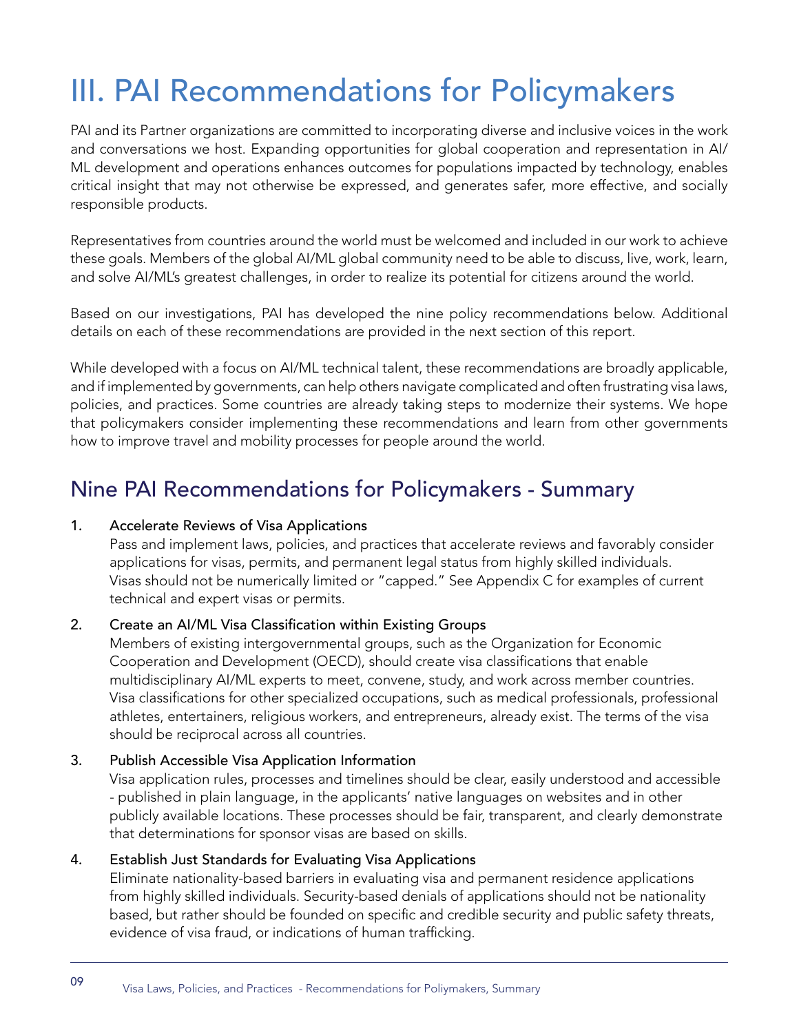# III. PAI Recommendations for Policymakers

PAI and its Partner organizations are committed to incorporating diverse and inclusive voices in the work and conversations we host. Expanding opportunities for global cooperation and representation in AI/ML development and operations enhances outcomes for populations impacted by technology, enables critical insight that may not otherwise be expressed, and generates safer, more effective, and socially responsible products.

Representatives from countries around the world must be welcomed and included in our work to achieve these goals. Members of the global AI/ML global community need to be able to discuss, live, work, learn, and solve AI/ML's greatest challenges, in order to realize its potential for citizens around the world.

Based on our investigations, PAI has developed the nine policy recommendations below. Additional details on each of these recommendations are provided in the next section of this report.

While developed with a focus on AI/ML technical talent, these recommendations are broadly applicable, and if implemented by governments, can help others navigate complicated and often frustrating visa laws, policies, and practices. Some countries are already taking steps to modernize their systems. We hope that policymakers consider implementing these recommendations and learn from other governments how to improve travel and mobility processes for people around the world.

## Nine PAI Recommendations for Policymakers - Summary

1. Accelerate Reviews of Visa Applications
   Pass and implement laws, policies, and practices that accelerate reviews and favorably consider applications for visas, permits, and permanent legal status from highly skilled individuals. Visas should not be numerically limited or "capped." See Appendix C for examples of current technical and expert visas or permits.

2. Create an AI/ML Visa Classification within Existing Groups
   Members of existing intergovernmental groups, such as the Organization for Economic Cooperation and Development (OECD), should create visa classifications that enable multidisciplinary AI/ML experts to meet, convene, study, and work across member countries. Visa classifications for other specialized occupations, such as medical professionals, professional athletes, entertainers, religious workers, and entrepreneurs, already exist. The terms of the visa should be reciprocal across all countries.

3. Publish Accessible Visa Application Information
   Visa application rules, processes and timelines should be clear, easily understood and accessible - published in plain language, in the applicants' native languages on websites and in other publicly available locations. These processes should be fair, transparent, and clearly demonstrate that determinations for sponsor visas are based on skills.

4. Establish Just Standards for Evaluating Visa Applications
   Eliminate nationality-based barriers in evaluating visa and permanent residence applications from highly skilled individuals. Security-based denials of applications should not be nationality based, but rather should be founded on specific and credible security and public safety threats, evidence of visa fraud, or indications of human trafficking.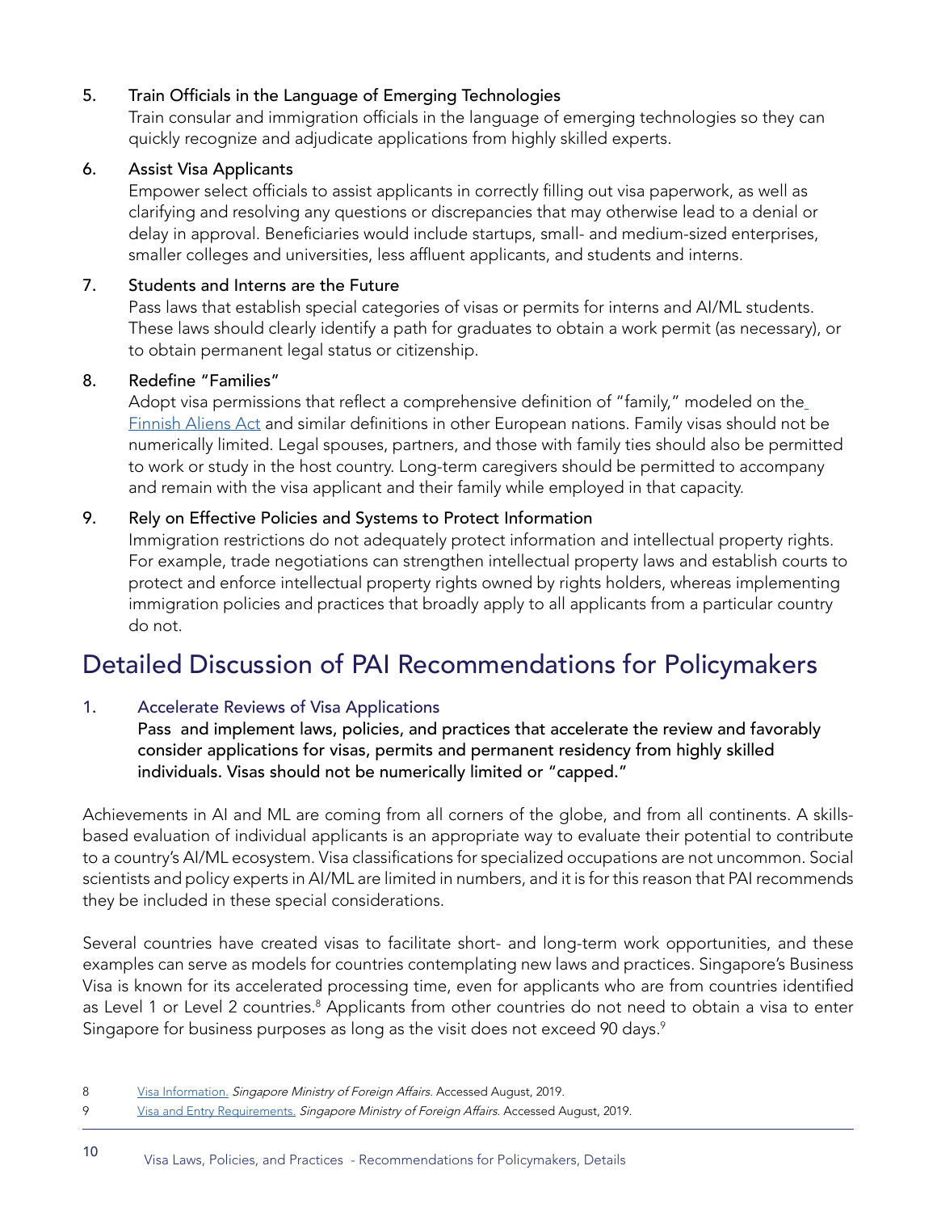5. **Train Officials in the Language of Emerging Technologies**
   Train consular and immigration officials in the language of emerging technologies so they can quickly recognize and adjudicate applications from highly skilled experts.

6. **Assist Visa Applicants**
   Empower select officials to assist applicants in correctly filling out visa paperwork, as well as clarifying and resolving any questions or discrepancies that may otherwise lead to a denial or delay in approval. Beneficiaries would include startups, small- and medium-sized enterprises, smaller colleges and universities, less affluent applicants, and students and interns.

7. **Students and Interns are the Future**
   Pass laws that establish special categories of visas or permits for interns and AI/ML students. These laws should clearly identify a path for graduates to obtain a work permit (as necessary), or to obtain permanent legal status or citizenship.

8. **Redefine "Families"**
   Adopt visa permissions that reflect a comprehensive definition of "family," modeled on the Finnish Aliens Act and similar definitions in other European nations. Family visas should not be numerically limited. Legal spouses, partners, and those with family ties should also be permitted to work or study in the host country. Long-term caregivers should be permitted to accompany and remain with the visa applicant and their family while employed in that capacity.

9. **Rely on Effective Policies and Systems to Protect Information**
   Immigration restrictions do not adequately protect information and intellectual property rights. For example, trade negotiations can strengthen intellectual property laws and establish courts to protect and enforce intellectual property rights owned by rights holders, whereas implementing immigration policies and practices that broadly apply to all applicants from a particular country do not.

## Detailed Discussion of PAI Recommendations for Policymakers

### 1. Accelerate Reviews of Visa Applications

**Pass and implement laws, policies, and practices that accelerate the review and favorably consider applications for visas, permits and permanent residency from highly skilled individuals. Visas should not be numerically limited or "capped."**

Achievements in AI and ML are coming from all corners of the globe, and from all continents. A skills-based evaluation of individual applicants is an appropriate way to evaluate their potential to contribute to a country's AI/ML ecosystem. Visa classifications for specialized occupations are not uncommon. Social scientists and policy experts in AI/ML are limited in numbers, and it is for this reason that PAI recommends they be included in these special considerations.

Several countries have created visas to facilitate short- and long-term work opportunities, and these examples can serve as models for countries contemplating new laws and practices. Singapore's Business Visa is known for its accelerated processing time, even for applicants who are from countries identified as Level 1 or Level 2 countries.[8] Applicants from other countries do not need to obtain a visa to enter Singapore for business purposes as long as the visit does not exceed 90 days.[9]

---

8 Visa Information. *Singapore Ministry of Foreign Affairs.* Accessed August, 2019.

9 Visa and Entry Requirements. *Singapore Ministry of Foreign Affairs.* Accessed August, 2019.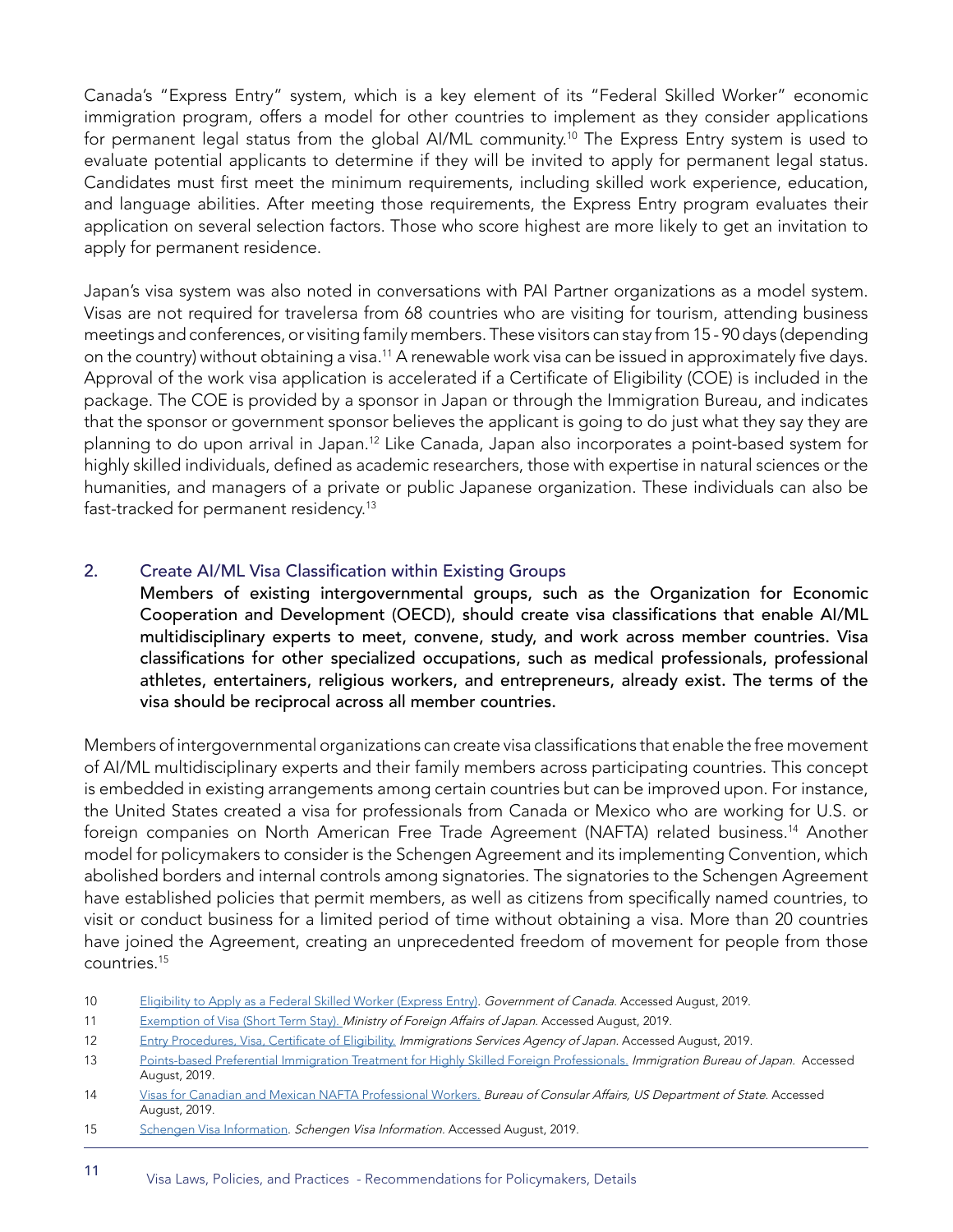Canada's "Express Entry" system, which is a key element of its "Federal Skilled Worker" economic immigration program, offers a model for other countries to implement as they consider applications for permanent legal status from the global AI/ML community.[10] The Express Entry system is used to evaluate potential applicants to determine if they will be invited to apply for permanent legal status. Candidates must first meet the minimum requirements, including skilled work experience, education, and language abilities. After meeting those requirements, the Express Entry program evaluates their application on several selection factors. Those who score highest are more likely to get an invitation to apply for permanent residence.

Japan's visa system was also noted in conversations with PAI Partner organizations as a model system. Visas are not required for travelersa from 68 countries who are visiting for tourism, attending business meetings and conferences, or visiting family members. These visitors can stay from 15 - 90 days (depending on the country) without obtaining a visa.[11] A renewable work visa can be issued in approximately five days. Approval of the work visa application is accelerated if a Certificate of Eligibility (COE) is included in the package. The COE is provided by a sponsor in Japan or through the Immigration Bureau, and indicates that the sponsor or government sponsor believes the applicant is going to do just what they say they are planning to do upon arrival in Japan.[12] Like Canada, Japan also incorporates a point-based system for highly skilled individuals, defined as academic researchers, those with expertise in natural sciences or the humanities, and managers of a private or public Japanese organization. These individuals can also be fast-tracked for permanent residency.[13]

### 2. Create AI/ML Visa Classification within Existing Groups

**Members of existing intergovernmental groups, such as the Organization for Economic Cooperation and Development (OECD), should create visa classifications that enable AI/ML multidisciplinary experts to meet, convene, study, and work across member countries. Visa classifications for other specialized occupations, such as medical professionals, professional athletes, entertainers, religious workers, and entrepreneurs, already exist. The terms of the visa should be reciprocal across all member countries.**

Members of intergovernmental organizations can create visa classifications that enable the free movement of AI/ML multidisciplinary experts and their family members across participating countries. This concept is embedded in existing arrangements among certain countries but can be improved upon. For instance, the United States created a visa for professionals from Canada or Mexico who are working for U.S. or foreign companies on North American Free Trade Agreement (NAFTA) related business.[14] Another model for policymakers to consider is the Schengen Agreement and its implementing Convention, which abolished borders and internal controls among signatories. The signatories to the Schengen Agreement have established policies that permit members, as well as citizens from specifically named countries, to visit or conduct business for a limited period of time without obtaining a visa. More than 20 countries have joined the Agreement, creating an unprecedented freedom of movement for people from those countries.[15]

---

10 Eligibility to Apply as a Federal Skilled Worker (Express Entry). *Government of Canada.* Accessed August, 2019.

11 Exemption of Visa (Short Term Stay). *Ministry of Foreign Affairs of Japan.* Accessed August, 2019.

12 Entry Procedures, Visa, Certificate of Eligibility. *Immigrations Services Agency of Japan.* Accessed August, 2019.

13 Points-based Preferential Immigration Treatment for Highly Skilled Foreign Professionals. *Immigration Bureau of Japan.* Accessed August, 2019.

14 Visas for Canadian and Mexican NAFTA Professional Workers. *Bureau of Consular Affairs, US Department of State.* Accessed August, 2019.

15 Schengen Visa Information. *Schengen Visa Information.* Accessed August, 2019.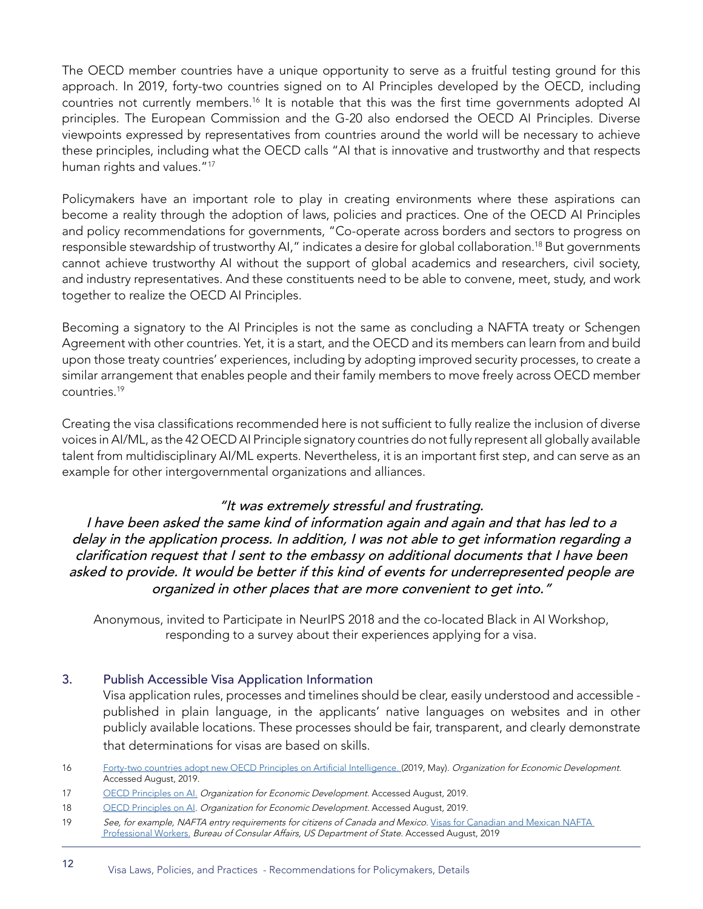The OECD member countries have a unique opportunity to serve as a fruitful testing ground for this approach. In 2019, forty-two countries signed on to AI Principles developed by the OECD, including countries not currently members.[16] It is notable that this was the first time governments adopted AI principles. The European Commission and the G-20 also endorsed the OECD AI Principles. Diverse viewpoints expressed by representatives from countries around the world will be necessary to achieve these principles, including what the OECD calls "AI that is innovative and trustworthy and that respects human rights and values."[17]

Policymakers have an important role to play in creating environments where these aspirations can become a reality through the adoption of laws, policies and practices. One of the OECD AI Principles and policy recommendations for governments, "Co-operate across borders and sectors to progress on responsible stewardship of trustworthy AI," indicates a desire for global collaboration.[18] But governments cannot achieve trustworthy AI without the support of global academics and researchers, civil society, and industry representatives. And these constituents need to be able to convene, meet, study, and work together to realize the OECD AI Principles.

Becoming a signatory to the AI Principles is not the same as concluding a NAFTA treaty or Schengen Agreement with other countries. Yet, it is a start, and the OECD and its members can learn from and build upon those treaty countries' experiences, including by adopting improved security processes, to create a similar arrangement that enables people and their family members to move freely across OECD member countries.[19]

Creating the visa classifications recommended here is not sufficient to fully realize the inclusion of diverse voices in AI/ML, as the 42 OECD AI Principle signatory countries do not fully represent all globally available talent from multidisciplinary AI/ML experts. Nevertheless, it is an important first step, and can serve as an example for other intergovernmental organizations and alliances.

> *"It was extremely stressful and frustrating. I have been asked the same kind of information again and again and that has led to a delay in the application process. In addition, I was not able to get information regarding a clarification request that I sent to the embassy on additional documents that I have been asked to provide. It would be better if this kind of events for underrepresented people are organized in other places that are more convenient to get into."*
>
> Anonymous, invited to Participate in NeurIPS 2018 and the co-located Black in AI Workshop, responding to a survey about their experiences applying for a visa.

### 3. Publish Accessible Visa Application Information

Visa application rules, processes and timelines should be clear, easily understood and accessible - published in plain language, in the applicants' native languages on websites and in other publicly available locations. These processes should be fair, transparent, and clearly demonstrate that determinations for visas are based on skills.

---

16 Forty-two countries adopt new OECD Principles on Artificial Intelligence. (2019, May). *Organization for Economic Development.* Accessed August, 2019.

17 OECD Principles on AI. *Organization for Economic Development.* Accessed August, 2019.

18 OECD Principles on AI. *Organization for Economic Development.* Accessed August, 2019.

19 *See, for example, NAFTA entry requirements for citizens of Canada and Mexico.* Visas for Canadian and Mexican NAFTA Professional Workers. *Bureau of Consular Affairs, US Department of State.* Accessed August, 2019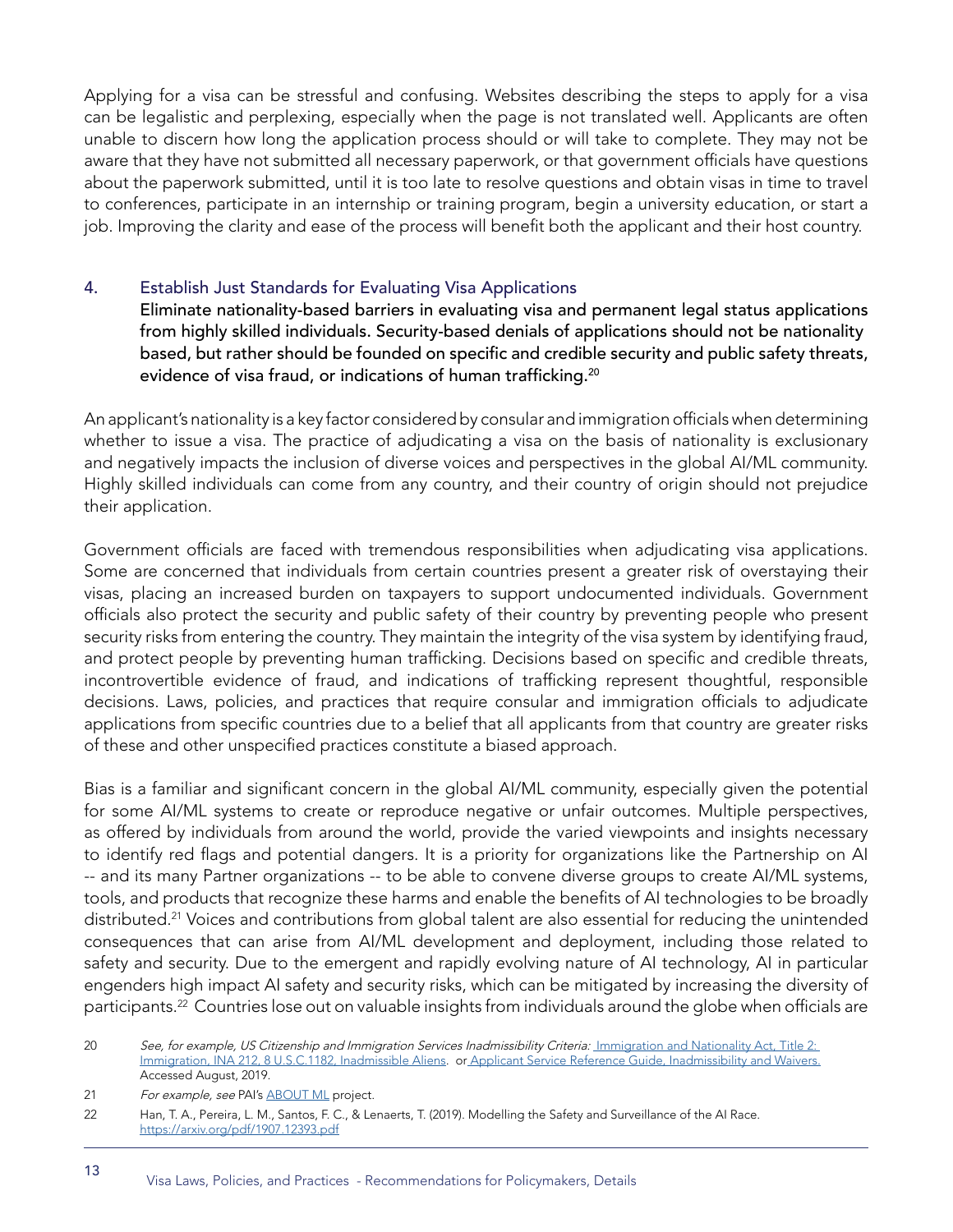Applying for a visa can be stressful and confusing. Websites describing the steps to apply for a visa can be legalistic and perplexing, especially when the page is not translated well. Applicants are often unable to discern how long the application process should or will take to complete. They may not be aware that they have not submitted all necessary paperwork, or that government officials have questions about the paperwork submitted, until it is too late to resolve questions and obtain visas in time to travel to conferences, participate in an internship or training program, begin a university education, or start a job. Improving the clarity and ease of the process will benefit both the applicant and their host country.

### 4. Establish Just Standards for Evaluating Visa Applications

**Eliminate nationality-based barriers in evaluating visa and permanent legal status applications from highly skilled individuals. Security-based denials of applications should not be nationality based, but rather should be founded on specific and credible security and public safety threats, evidence of visa fraud, or indications of human trafficking.[20]**

An applicant's nationality is a key factor considered by consular and immigration officials when determining whether to issue a visa. The practice of adjudicating a visa on the basis of nationality is exclusionary and negatively impacts the inclusion of diverse voices and perspectives in the global AI/ML community. Highly skilled individuals can come from any country, and their country of origin should not prejudice their application.

Government officials are faced with tremendous responsibilities when adjudicating visa applications. Some are concerned that individuals from certain countries present a greater risk of overstaying their visas, placing an increased burden on taxpayers to support undocumented individuals. Government officials also protect the security and public safety of their country by preventing people who present security risks from entering the country. They maintain the integrity of the visa system by identifying fraud, and protect people by preventing human trafficking. Decisions based on specific and credible threats, incontrovertible evidence of fraud, and indications of trafficking represent thoughtful, responsible decisions. Laws, policies, and practices that require consular and immigration officials to adjudicate applications from specific countries due to a belief that all applicants from that country are greater risks of these and other unspecified practices constitute a biased approach.

Bias is a familiar and significant concern in the global AI/ML community, especially given the potential for some AI/ML systems to create or reproduce negative or unfair outcomes. Multiple perspectives, as offered by individuals from around the world, provide the varied viewpoints and insights necessary to identify red flags and potential dangers. It is a priority for organizations like the Partnership on AI -- and its many Partner organizations -- to be able to convene diverse groups to create AI/ML systems, tools, and products that recognize these harms and enable the benefits of AI technologies to be broadly distributed.[21] Voices and contributions from global talent are also essential for reducing the unintended consequences that can arise from AI/ML development and deployment, including those related to safety and security. Due to the emergent and rapidly evolving nature of AI technology, AI in particular engenders high impact AI safety and security risks, which can be mitigated by increasing the diversity of participants.[22] Countries lose out on valuable insights from individuals around the globe when officials are

---

20 *See, for example, US Citizenship and Immigration Services Inadmissibility Criteria:* Immigration and Nationality Act, Title 2: Immigration, INA 212, 8 U.S.C.1182, Inadmissible Aliens. or Applicant Service Reference Guide, Inadmissibility and Waivers. Accessed August, 2019.

21 *For example, see* PAI's ABOUT ML project.

22 Han, T. A., Pereira, L. M., Santos, F. C., & Lenaerts, T. (2019). Modelling the Safety and Surveillance of the AI Race. https://arxiv.org/pdf/1907.12393.pdf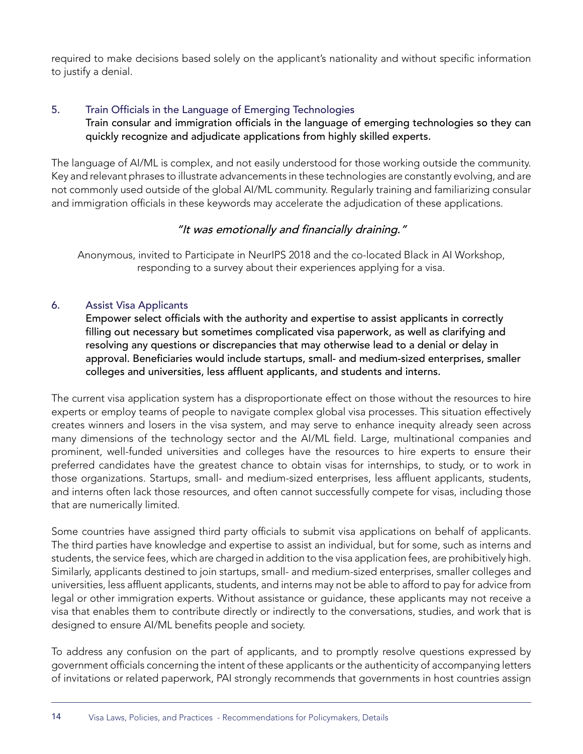required to make decisions based solely on the applicant's nationality and without specific information to justify a denial.

### 5. Train Officials in the Language of Emerging Technologies

**Train consular and immigration officials in the language of emerging technologies so they can quickly recognize and adjudicate applications from highly skilled experts.**

The language of AI/ML is complex, and not easily understood for those working outside the community. Key and relevant phrases to illustrate advancements in these technologies are constantly evolving, and are not commonly used outside of the global AI/ML community. Regularly training and familiarizing consular and immigration officials in these keywords may accelerate the adjudication of these applications.

> *"It was emotionally and financially draining."*
>
> Anonymous, invited to Participate in NeurIPS 2018 and the co-located Black in AI Workshop, responding to a survey about their experiences applying for a visa.

### 6. Assist Visa Applicants

**Empower select officials with the authority and expertise to assist applicants in correctly filling out necessary but sometimes complicated visa paperwork, as well as clarifying and resolving any questions or discrepancies that may otherwise lead to a denial or delay in approval. Beneficiaries would include startups, small- and medium-sized enterprises, smaller colleges and universities, less affluent applicants, and students and interns.**

The current visa application system has a disproportionate effect on those without the resources to hire experts or employ teams of people to navigate complex global visa processes. This situation effectively creates winners and losers in the visa system, and may serve to enhance inequity already seen across many dimensions of the technology sector and the AI/ML field. Large, multinational companies and prominent, well-funded universities and colleges have the resources to hire experts to ensure their preferred candidates have the greatest chance to obtain visas for internships, to study, or to work in those organizations. Startups, small- and medium-sized enterprises, less affluent applicants, students, and interns often lack those resources, and often cannot successfully compete for visas, including those that are numerically limited.

Some countries have assigned third party officials to submit visa applications on behalf of applicants. The third parties have knowledge and expertise to assist an individual, but for some, such as interns and students, the service fees, which are charged in addition to the visa application fees, are prohibitively high. Similarly, applicants destined to join startups, small- and medium-sized enterprises, smaller colleges and universities, less affluent applicants, students, and interns may not be able to afford to pay for advice from legal or other immigration experts. Without assistance or guidance, these applicants may not receive a visa that enables them to contribute directly or indirectly to the conversations, studies, and work that is designed to ensure AI/ML benefits people and society.

To address any confusion on the part of applicants, and to promptly resolve questions expressed by government officials concerning the intent of these applicants or the authenticity of accompanying letters of invitations or related paperwork, PAI strongly recommends that governments in host countries assign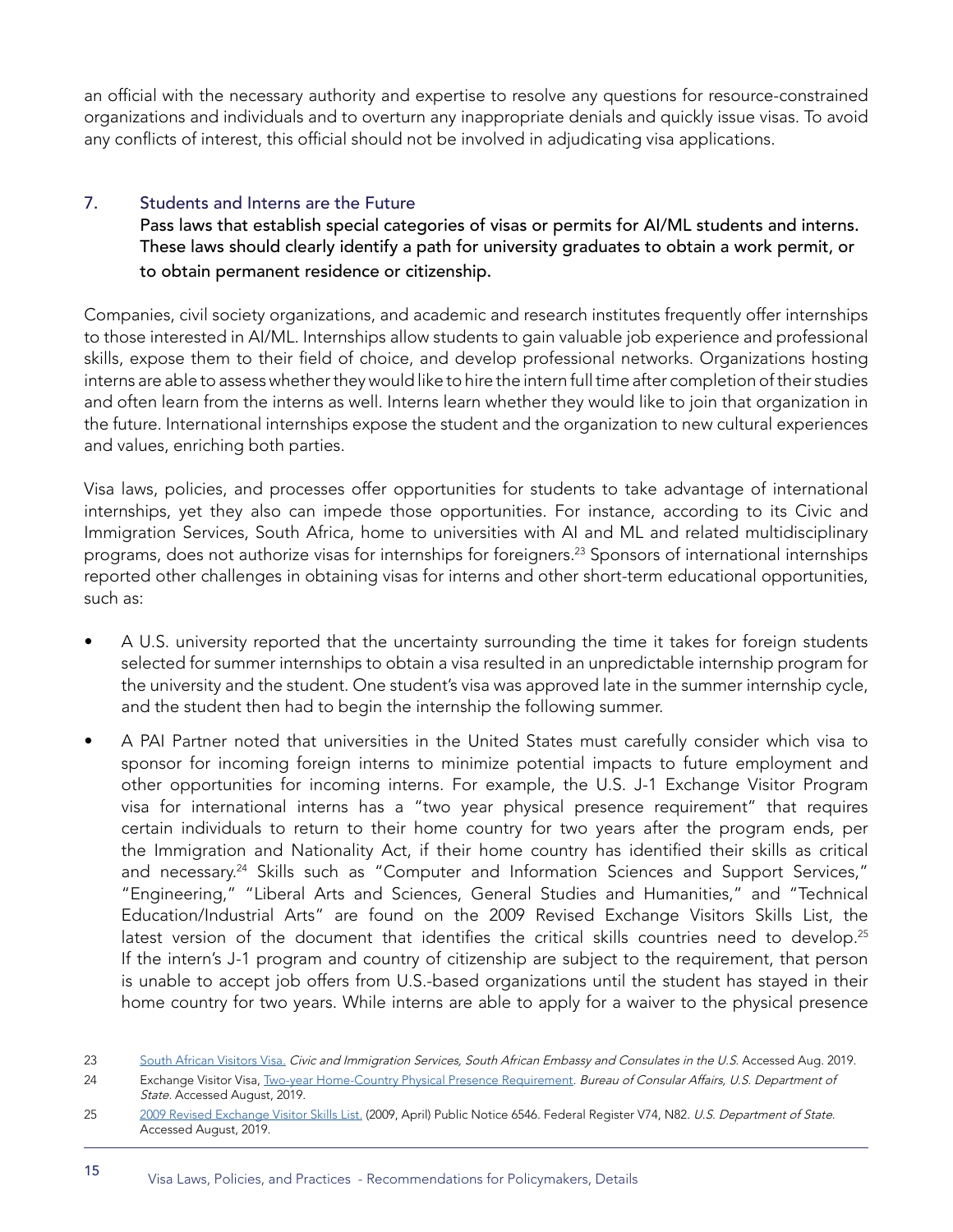an official with the necessary authority and expertise to resolve any questions for resource-constrained organizations and individuals and to overturn any inappropriate denials and quickly issue visas. To avoid any conflicts of interest, this official should not be involved in adjudicating visa applications.

### 7. Students and Interns are the Future

**Pass laws that establish special categories of visas or permits for AI/ML students and interns. These laws should clearly identify a path for university graduates to obtain a work permit, or to obtain permanent residence or citizenship.**

Companies, civil society organizations, and academic and research institutes frequently offer internships to those interested in AI/ML. Internships allow students to gain valuable job experience and professional skills, expose them to their field of choice, and develop professional networks. Organizations hosting interns are able to assess whether they would like to hire the intern full time after completion of their studies and often learn from the interns as well. Interns learn whether they would like to join that organization in the future. International internships expose the student and the organization to new cultural experiences and values, enriching both parties.

Visa laws, policies, and processes offer opportunities for students to take advantage of international internships, yet they also can impede those opportunities. For instance, according to its Civic and Immigration Services, South Africa, home to universities with AI and ML and related multidisciplinary programs, does not authorize visas for internships for foreigners.[23] Sponsors of international internships reported other challenges in obtaining visas for interns and other short-term educational opportunities, such as:

- A U.S. university reported that the uncertainty surrounding the time it takes for foreign students selected for summer internships to obtain a visa resulted in an unpredictable internship program for the university and the student. One student's visa was approved late in the summer internship cycle, and the student then had to begin the internship the following summer.
- A PAI Partner noted that universities in the United States must carefully consider which visa to sponsor for incoming foreign interns to minimize potential impacts to future employment and other opportunities for incoming interns. For example, the U.S. J-1 Exchange Visitor Program visa for international interns has a "two year physical presence requirement" that requires certain individuals to return to their home country for two years after the program ends, per the Immigration and Nationality Act, if their home country has identified their skills as critical and necessary.[24] Skills such as "Computer and Information Sciences and Support Services," "Engineering," "Liberal Arts and Sciences, General Studies and Humanities," and "Technical Education/Industrial Arts" are found on the 2009 Revised Exchange Visitors Skills List, the latest version of the document that identifies the critical skills countries need to develop.[25] If the intern's J-1 program and country of citizenship are subject to the requirement, that person is unable to accept job offers from U.S.-based organizations until the student has stayed in their home country for two years. While interns are able to apply for a waiver to the physical presence

---

23 South African Visitors Visa. *Civic and Immigration Services, South African Embassy and Consulates in the U.S.* Accessed Aug. 2019.

24 Exchange Visitor Visa, Two-year Home-Country Physical Presence Requirement. *Bureau of Consular Affairs, U.S. Department of State*. Accessed August, 2019.

25 2009 Revised Exchange Visitor Skills List. (2009, April) Public Notice 6546. Federal Register V74, N82. *U.S. Department of State*. Accessed August, 2019.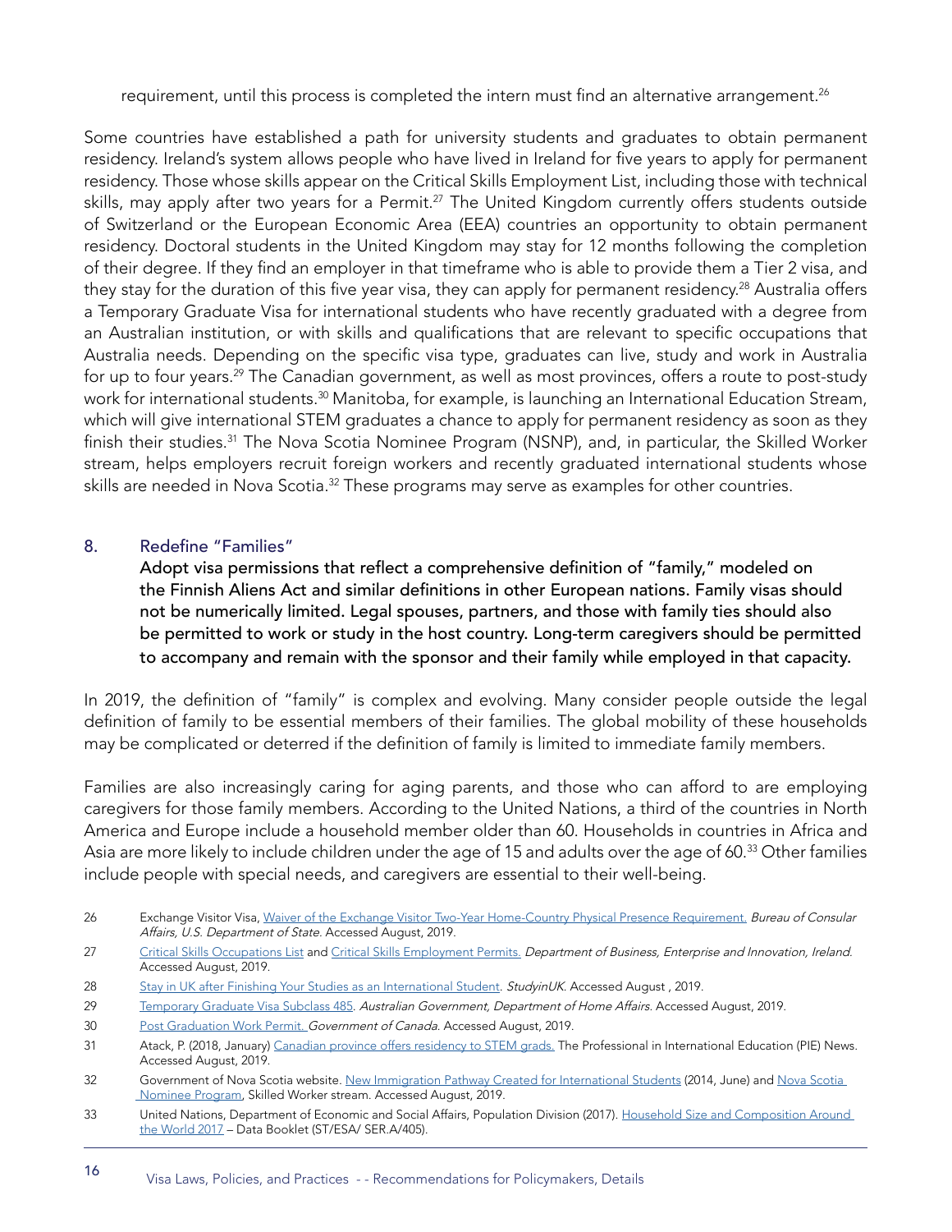requirement, until this process is completed the intern must find an alternative arrangement.[26]

Some countries have established a path for university students and graduates to obtain permanent residency. Ireland's system allows people who have lived in Ireland for five years to apply for permanent residency. Those whose skills appear on the Critical Skills Employment List, including those with technical skills, may apply after two years for a Permit.[27] The United Kingdom currently offers students outside of Switzerland or the European Economic Area (EEA) countries an opportunity to obtain permanent residency. Doctoral students in the United Kingdom may stay for 12 months following the completion of their degree. If they find an employer in that timeframe who is able to provide them a Tier 2 visa, and they stay for the duration of this five year visa, they can apply for permanent residency.[28] Australia offers a Temporary Graduate Visa for international students who have recently graduated with a degree from an Australian institution, or with skills and qualifications that are relevant to specific occupations that Australia needs. Depending on the specific visa type, graduates can live, study and work in Australia for up to four years.[29] The Canadian government, as well as most provinces, offers a route to post-study work for international students.[30] Manitoba, for example, is launching an International Education Stream, which will give international STEM graduates a chance to apply for permanent residency as soon as they finish their studies.[31] The Nova Scotia Nominee Program (NSNP), and, in particular, the Skilled Worker stream, helps employers recruit foreign workers and recently graduated international students whose skills are needed in Nova Scotia.[32] These programs may serve as examples for other countries.

## 8. Redefine "Families"

**Adopt visa permissions that reflect a comprehensive definition of "family," modeled on the Finnish Aliens Act and similar definitions in other European nations. Family visas should not be numerically limited. Legal spouses, partners, and those with family ties should also be permitted to work or study in the host country. Long-term caregivers should be permitted to accompany and remain with the sponsor and their family while employed in that capacity.**

In 2019, the definition of "family" is complex and evolving. Many consider people outside the legal definition of family to be essential members of their families. The global mobility of these households may be complicated or deterred if the definition of family is limited to immediate family members.

Families are also increasingly caring for aging parents, and those who can afford to are employing caregivers for those family members. According to the United Nations, a third of the countries in North America and Europe include a household member older than 60. Households in countries in Africa and Asia are more likely to include children under the age of 15 and adults over the age of 60.[33] Other families include people with special needs, and caregivers are essential to their well-being.

---

26 Exchange Visitor Visa, Waiver of the Exchange Visitor Two-Year Home-Country Physical Presence Requirement. *Bureau of Consular Affairs, U.S. Department of State.* Accessed August, 2019.

27 Critical Skills Occupations List and Critical Skills Employment Permits. *Department of Business, Enterprise and Innovation, Ireland.* Accessed August, 2019.

28 Stay in UK after Finishing Your Studies as an International Student. *StudyinUK.* Accessed August , 2019.

29 Temporary Graduate Visa Subclass 485. *Australian Government, Department of Home Affairs.* Accessed August, 2019.

30 Post Graduation Work Permit. *Government of Canada.* Accessed August, 2019.

31 Atack, P. (2018, January) Canadian province offers residency to STEM grads. The Professional in International Education (PIE) News. Accessed August, 2019.

32 Government of Nova Scotia website. New Immigration Pathway Created for International Students (2014, June) and Nova Scotia Nominee Program, Skilled Worker stream. Accessed August, 2019.

33 United Nations, Department of Economic and Social Affairs, Population Division (2017). Household Size and Composition Around the World 2017 – Data Booklet (ST/ESA/ SER.A/405).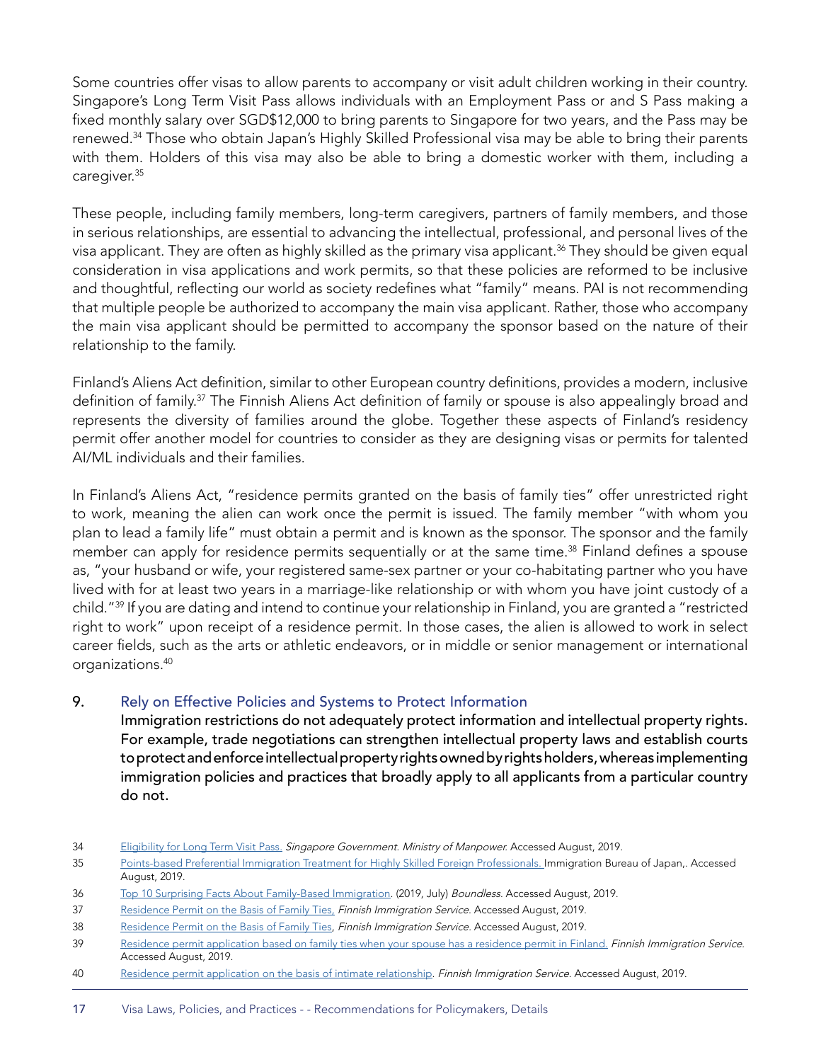Some countries offer visas to allow parents to accompany or visit adult children working in their country. Singapore's Long Term Visit Pass allows individuals with an Employment Pass or and S Pass making a fixed monthly salary over SGD$12,000 to bring parents to Singapore for two years, and the Pass may be renewed.[34] Those who obtain Japan's Highly Skilled Professional visa may be able to bring their parents with them. Holders of this visa may also be able to bring a domestic worker with them, including a caregiver.[35]

These people, including family members, long-term caregivers, partners of family members, and those in serious relationships, are essential to advancing the intellectual, professional, and personal lives of the visa applicant. They are often as highly skilled as the primary visa applicant.[36] They should be given equal consideration in visa applications and work permits, so that these policies are reformed to be inclusive and thoughtful, reflecting our world as society redefines what "family" means. PAI is not recommending that multiple people be authorized to accompany the main visa applicant. Rather, those who accompany the main visa applicant should be permitted to accompany the sponsor based on the nature of their relationship to the family.

Finland's Aliens Act definition, similar to other European country definitions, provides a modern, inclusive definition of family.[37] The Finnish Aliens Act definition of family or spouse is also appealingly broad and represents the diversity of families around the globe. Together these aspects of Finland's residency permit offer another model for countries to consider as they are designing visas or permits for talented AI/ML individuals and their families.

In Finland's Aliens Act, "residence permits granted on the basis of family ties" offer unrestricted right to work, meaning the alien can work once the permit is issued. The family member "with whom you plan to lead a family life" must obtain a permit and is known as the sponsor. The sponsor and the family member can apply for residence permits sequentially or at the same time.[38] Finland defines a spouse as, "your husband or wife, your registered same-sex partner or your co-habitating partner who you have lived with for at least two years in a marriage-like relationship or with whom you have joint custody of a child."[39] If you are dating and intend to continue your relationship in Finland, you are granted a "restricted right to work" upon receipt of a residence permit. In those cases, the alien is allowed to work in select career fields, such as the arts or athletic endeavors, or in middle or senior management or international organizations.[40]

## 9. Rely on Effective Policies and Systems to Protect Information

**Immigration restrictions do not adequately protect information and intellectual property rights. For example, trade negotiations can strengthen intellectual property laws and establish courts to protect and enforce intellectual property rights owned by rights holders, whereas implementing immigration policies and practices that broadly apply to all applicants from a particular country do not.**

---

34 Eligibility for Long Term Visit Pass. *Singapore Government. Ministry of Manpower.* Accessed August, 2019.

35 Points-based Preferential Immigration Treatment for Highly Skilled Foreign Professionals. Immigration Bureau of Japan,. Accessed August, 2019.

36 Top 10 Surprising Facts About Family-Based Immigration. (2019, July) *Boundless.* Accessed August, 2019.

37 Residence Permit on the Basis of Family Ties, *Finnish Immigration Service.* Accessed August, 2019.

38 Residence Permit on the Basis of Family Ties, *Finnish Immigration Service.* Accessed August, 2019.

39 Residence permit application based on family ties when your spouse has a residence permit in Finland. *Finnish Immigration Service.* Accessed August, 2019.

40 Residence permit application on the basis of intimate relationship. *Finnish Immigration Service.* Accessed August, 2019.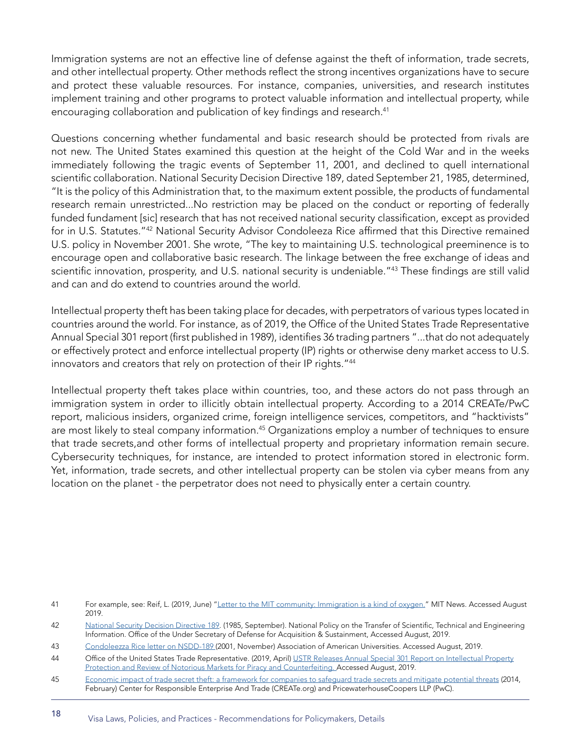Immigration systems are not an effective line of defense against the theft of information, trade secrets, and other intellectual property. Other methods reflect the strong incentives organizations have to secure and protect these valuable resources. For instance, companies, universities, and research institutes implement training and other programs to protect valuable information and intellectual property, while encouraging collaboration and publication of key findings and research.[41]

Questions concerning whether fundamental and basic research should be protected from rivals are not new. The United States examined this question at the height of the Cold War and in the weeks immediately following the tragic events of September 11, 2001, and declined to quell international scientific collaboration. National Security Decision Directive 189, dated September 21, 1985, determined, "It is the policy of this Administration that, to the maximum extent possible, the products of fundamental research remain unrestricted...No restriction may be placed on the conduct or reporting of federally funded fundament [sic] research that has not received national security classification, except as provided for in U.S. Statutes."[42] National Security Advisor Condoleeza Rice affirmed that this Directive remained U.S. policy in November 2001. She wrote, "The key to maintaining U.S. technological preeminence is to encourage open and collaborative basic research. The linkage between the free exchange of ideas and scientific innovation, prosperity, and U.S. national security is undeniable."[43] These findings are still valid and can and do extend to countries around the world.

Intellectual property theft has been taking place for decades, with perpetrators of various types located in countries around the world. For instance, as of 2019, the Office of the United States Trade Representative Annual Special 301 report (first published in 1989), identifies 36 trading partners "...that do not adequately or effectively protect and enforce intellectual property (IP) rights or otherwise deny market access to U.S. innovators and creators that rely on protection of their IP rights."[44]

Intellectual property theft takes place within countries, too, and these actors do not pass through an immigration system in order to illicitly obtain intellectual property. According to a 2014 CREATe/PwC report, malicious insiders, organized crime, foreign intelligence services, competitors, and "hacktivists" are most likely to steal company information.[45] Organizations employ a number of techniques to ensure that trade secrets,and other forms of intellectual property and proprietary information remain secure. Cybersecurity techniques, for instance, are intended to protect information stored in electronic form. Yet, information, trade secrets, and other intellectual property can be stolen via cyber means from any location on the planet - the perpetrator does not need to physically enter a certain country.

---

41 For example, see: Reif, L. (2019, June) "Letter to the MIT community: Immigration is a kind of oxygen." MIT News. Accessed August 2019.

42 National Security Decision Directive 189. (1985, September). National Policy on the Transfer of Scientific, Technical and Engineering Information. Office of the Under Secretary of Defense for Acquisition & Sustainment, Accessed August, 2019.

43 Condoleezza Rice letter on NSDD-189 (2001, November) Association of American Universities. Accessed August, 2019.

44 Office of the United States Trade Representative. (2019, April) USTR Releases Annual Special 301 Report on Intellectual Property Protection and Review of Notorious Markets for Piracy and Counterfeiting. Accessed August, 2019.

45 Economic impact of trade secret theft: a framework for companies to safeguard trade secrets and mitigate potential threats (2014, February) Center for Responsible Enterprise And Trade (CREATe.org) and PricewaterhouseCoopers LLP (PwC).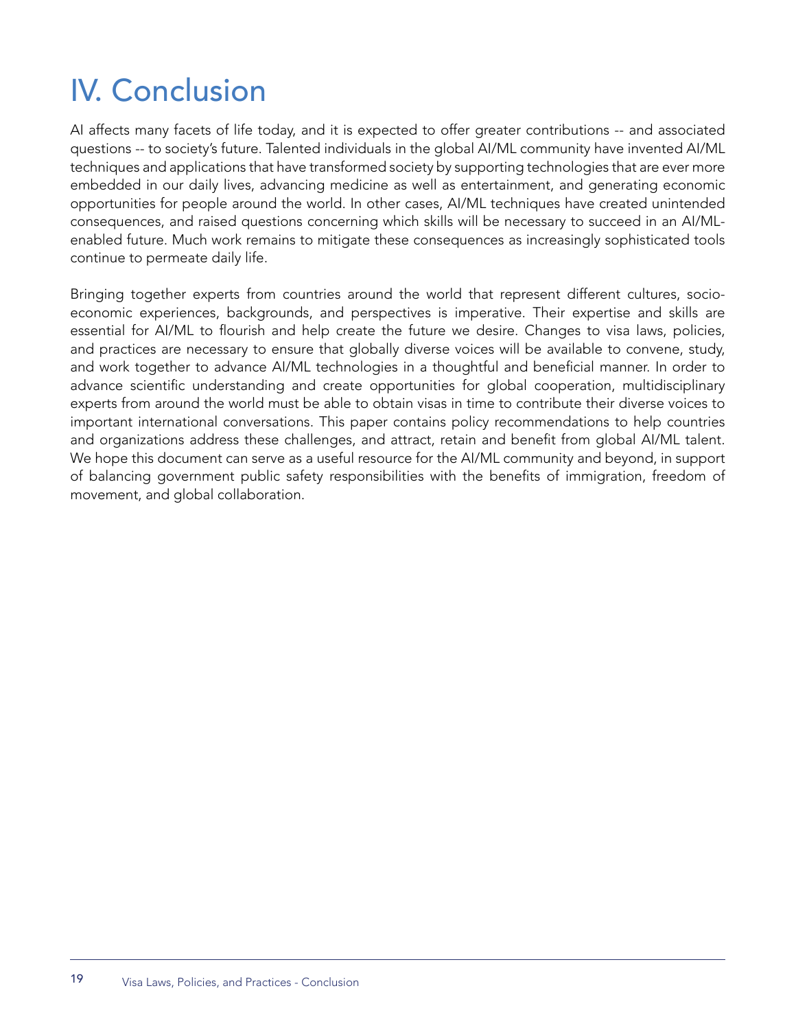# IV. Conclusion

AI affects many facets of life today, and it is expected to offer greater contributions -- and associated questions -- to society's future. Talented individuals in the global AI/ML community have invented AI/ML techniques and applications that have transformed society by supporting technologies that are ever more embedded in our daily lives, advancing medicine as well as entertainment, and generating economic opportunities for people around the world. In other cases, AI/ML techniques have created unintended consequences, and raised questions concerning which skills will be necessary to succeed in an AI/ML-enabled future. Much work remains to mitigate these consequences as increasingly sophisticated tools continue to permeate daily life.

Bringing together experts from countries around the world that represent different cultures, socio-economic experiences, backgrounds, and perspectives is imperative. Their expertise and skills are essential for AI/ML to flourish and help create the future we desire. Changes to visa laws, policies, and practices are necessary to ensure that globally diverse voices will be available to convene, study, and work together to advance AI/ML technologies in a thoughtful and beneficial manner. In order to advance scientific understanding and create opportunities for global cooperation, multidisciplinary experts from around the world must be able to obtain visas in time to contribute their diverse voices to important international conversations. This paper contains policy recommendations to help countries and organizations address these challenges, and attract, retain and benefit from global AI/ML talent. We hope this document can serve as a useful resource for the AI/ML community and beyond, in support of balancing government public safety responsibilities with the benefits of immigration, freedom of movement, and global collaboration.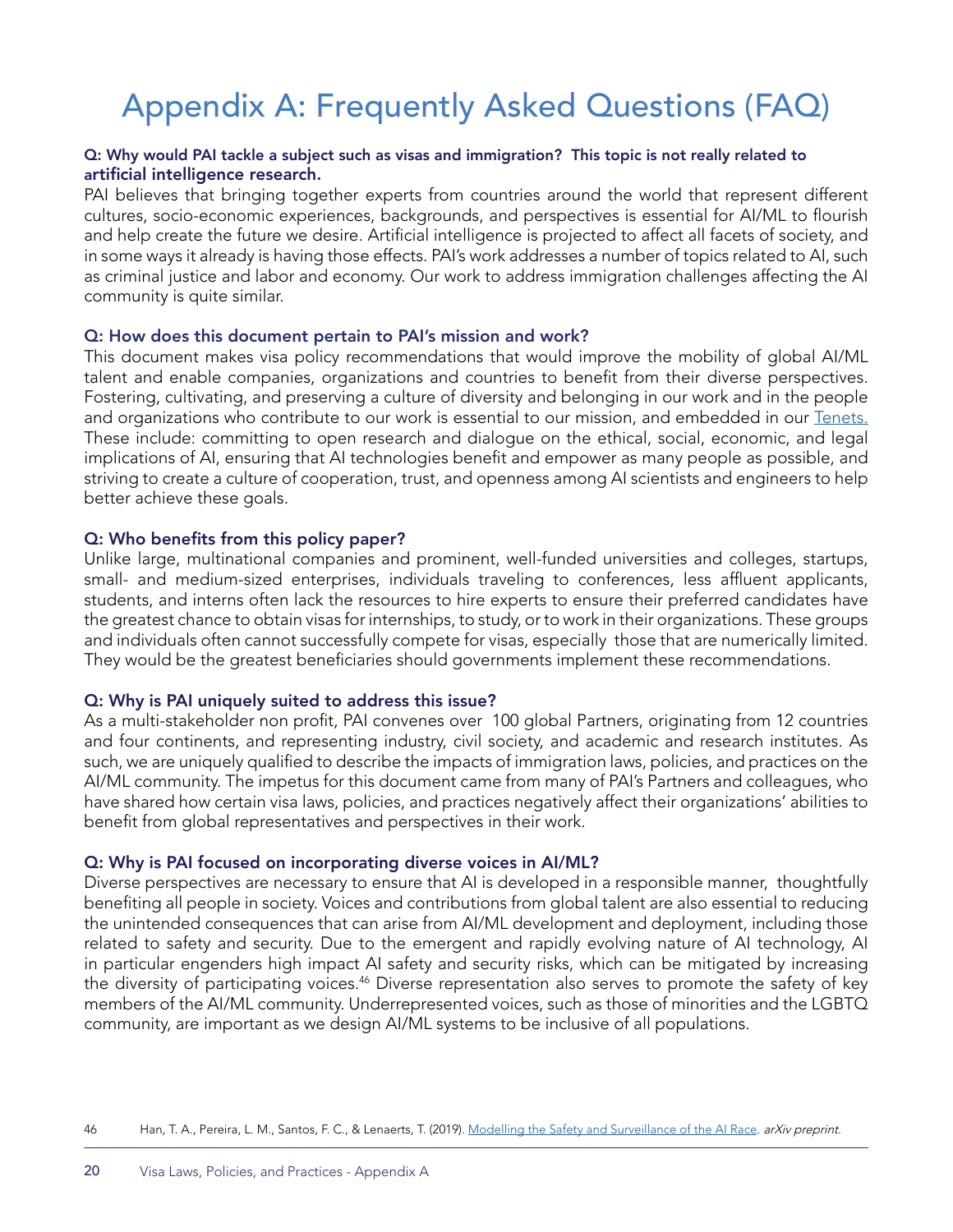# Appendix A: Frequently Asked Questions (FAQ)

**Q: Why would PAI tackle a subject such as visas and immigration? This topic is not really related to artificial intelligence research.**

PAI believes that bringing together experts from countries around the world that represent different cultures, socio-economic experiences, backgrounds, and perspectives is essential for AI/ML to flourish and help create the future we desire. Artificial intelligence is projected to affect all facets of society, and in some ways it already is having those effects. PAI's work addresses a number of topics related to AI, such as criminal justice and labor and economy. Our work to address immigration challenges affecting the AI community is quite similar.

**Q: How does this document pertain to PAI's mission and work?**

This document makes visa policy recommendations that would improve the mobility of global AI/ML talent and enable companies, organizations and countries to benefit from their diverse perspectives. Fostering, cultivating, and preserving a culture of diversity and belonging in our work and in the people and organizations who contribute to our work is essential to our mission, and embedded in our [Tenets.](Tenets.) These include: committing to open research and dialogue on the ethical, social, economic, and legal implications of AI, ensuring that AI technologies benefit and empower as many people as possible, and striving to create a culture of cooperation, trust, and openness among AI scientists and engineers to help better achieve these goals.

**Q: Who benefits from this policy paper?**

Unlike large, multinational companies and prominent, well-funded universities and colleges, startups, small- and medium-sized enterprises, individuals traveling to conferences, less affluent applicants, students, and interns often lack the resources to hire experts to ensure their preferred candidates have the greatest chance to obtain visas for internships, to study, or to work in their organizations. These groups and individuals often cannot successfully compete for visas, especially those that are numerically limited. They would be the greatest beneficiaries should governments implement these recommendations.

**Q: Why is PAI uniquely suited to address this issue?**

As a multi-stakeholder non profit, PAI convenes over 100 global Partners, originating from 12 countries and four continents, and representing industry, civil society, and academic and research institutes. As such, we are uniquely qualified to describe the impacts of immigration laws, policies, and practices on the AI/ML community. The impetus for this document came from many of PAI's Partners and colleagues, who have shared how certain visa laws, policies, and practices negatively affect their organizations' abilities to benefit from global representatives and perspectives in their work.

**Q: Why is PAI focused on incorporating diverse voices in AI/ML?**

Diverse perspectives are necessary to ensure that AI is developed in a responsible manner, thoughtfully benefiting all people in society. Voices and contributions from global talent are also essential to reducing the unintended consequences that can arise from AI/ML development and deployment, including those related to safety and security. Due to the emergent and rapidly evolving nature of AI technology, AI in particular engenders high impact AI safety and security risks, which can be mitigated by increasing the diversity of participating voices.[46] Diverse representation also serves to promote the safety of key members of the AI/ML community. Underrepresented voices, such as those of minorities and the LGBTQ community, are important as we design AI/ML systems to be inclusive of all populations.

---

46 Han, T. A., Pereira, L. M., Santos, F. C., & Lenaerts, T. (2019). Modelling the Safety and Surveillance of the AI Race. *arXiv preprint.*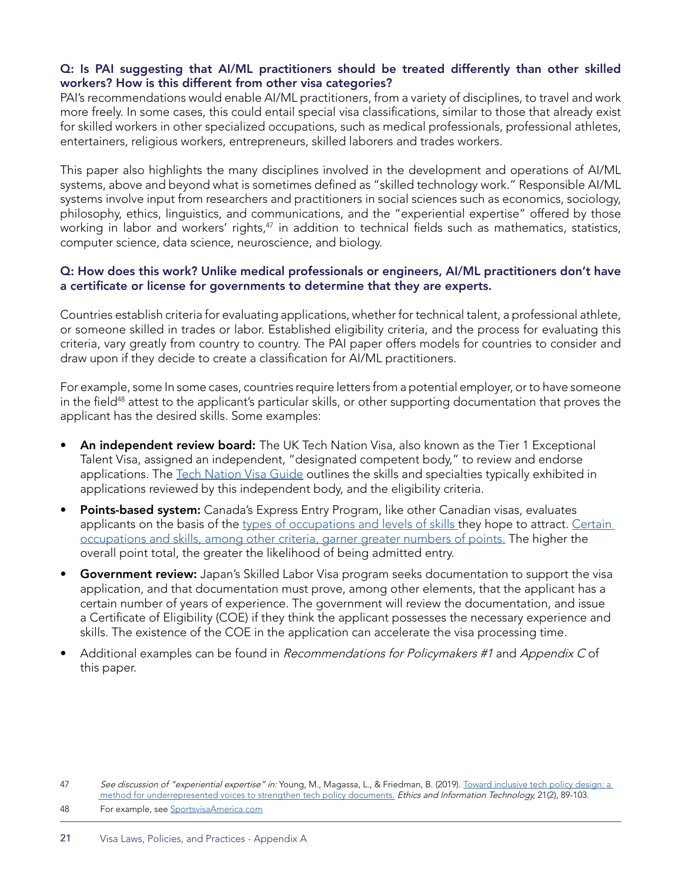**Q: Is PAI suggesting that AI/ML practitioners should be treated differently than other skilled workers? How is this different from other visa categories?**

PAI's recommendations would enable AI/ML practitioners, from a variety of disciplines, to travel and work more freely. In some cases, this could entail special visa classifications, similar to those that already exist for skilled workers in other specialized occupations, such as medical professionals, professional athletes, entertainers, religious workers, entrepreneurs, skilled laborers and trades workers.

This paper also highlights the many disciplines involved in the development and operations of AI/ML systems, above and beyond what is sometimes defined as "skilled technology work." Responsible AI/ML systems involve input from researchers and practitioners in social sciences such as economics, sociology, philosophy, ethics, linguistics, and communications, and the "experiential expertise" offered by those working in labor and workers' rights,[47] in addition to technical fields such as mathematics, statistics, computer science, data science, neuroscience, and biology.

**Q: How does this work? Unlike medical professionals or engineers, AI/ML practitioners don't have a certificate or license for governments to determine that they are experts.**

Countries establish criteria for evaluating applications, whether for technical talent, a professional athlete, or someone skilled in trades or labor. Established eligibility criteria, and the process for evaluating this criteria, vary greatly from country to country. The PAI paper offers models for countries to consider and draw upon if they decide to create a classification for AI/ML practitioners.

For example, some In some cases, countries require letters from a potential employer, or to have someone in the field[48] attest to the applicant's particular skills, or other supporting documentation that proves the applicant has the desired skills. Some examples:

- **An independent review board:** The UK Tech Nation Visa, also known as the Tier 1 Exceptional Talent Visa, assigned an independent, "designated competent body," to review and endorse applications. The [Tech Nation Visa Guide]() outlines the skills and specialties typically exhibited in applications reviewed by this independent body, and the eligibility criteria.
- **Points-based system:** Canada's Express Entry Program, like other Canadian visas, evaluates applicants on the basis of the [types of occupations and levels of skills]() they hope to attract. [Certain occupations and skills, among other criteria, garner greater numbers of points.]() The higher the overall point total, the greater the likelihood of being admitted entry.
- **Government review:** Japan's Skilled Labor Visa program seeks documentation to support the visa application, and that documentation must prove, among other elements, that the applicant has a certain number of years of experience. The government will review the documentation, and issue a Certificate of Eligibility (COE) if they think the applicant possesses the necessary experience and skills. The existence of the COE in the application can accelerate the visa processing time.
- Additional examples can be found in *Recommendations for Policymakers #1* and *Appendix C* of this paper.

---

47 *See discussion of "experiential expertise" in:* Young, M., Magassa, L., & Friedman, B. (2019). [Toward inclusive tech policy design: a method for underrepresented voices to strengthen tech policy documents.]() *Ethics and Information Technology,* 21(2), 89-103.

48 For example, see [SportsvisaAmerica.com]()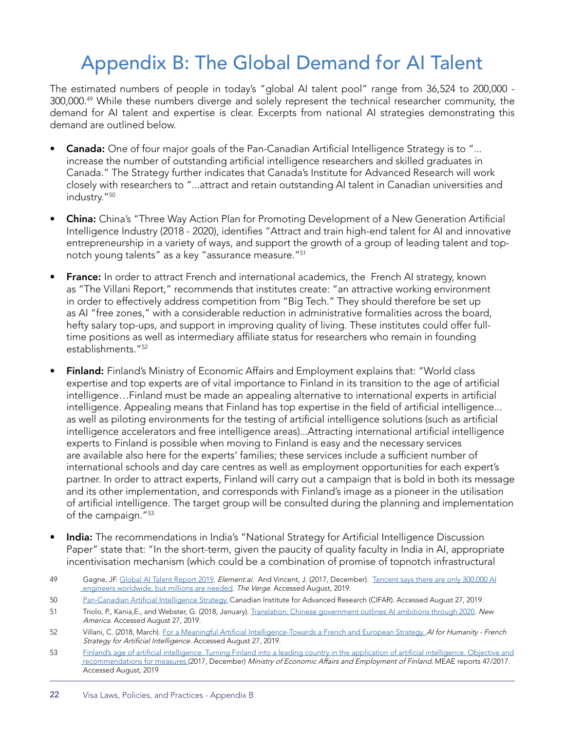# Appendix B: The Global Demand for AI Talent

The estimated numbers of people in today's "global AI talent pool" range from 36,524 to 200,000 - 300,000.[49] While these numbers diverge and solely represent the technical researcher community, the demand for AI talent and expertise is clear. Excerpts from national AI strategies demonstrating this demand are outlined below.

- **Canada:** One of four major goals of the Pan-Canadian Artificial Intelligence Strategy is to "... increase the number of outstanding artificial intelligence researchers and skilled graduates in Canada." The Strategy further indicates that Canada's Institute for Advanced Research will work closely with researchers to "...attract and retain outstanding AI talent in Canadian universities and industry."[50]

- **China:** China's "Three Way Action Plan for Promoting Development of a New Generation Artificial Intelligence Industry (2018 - 2020), identifies "Attract and train high-end talent for AI and innovative entrepreneurship in a variety of ways, and support the growth of a group of leading talent and top-notch young talents" as a key "assurance measure."[51]

- **France:** In order to attract French and international academics, the French AI strategy, known as "The Villani Report," recommends that institutes create: "an attractive working environment in order to effectively address competition from "Big Tech." They should therefore be set up as AI "free zones," with a considerable reduction in administrative formalities across the board, hefty salary top-ups, and support in improving quality of living. These institutes could offer full-time positions as well as intermediary affiliate status for researchers who remain in founding establishments."[52]

- **Finland:** Finland's Ministry of Economic Affairs and Employment explains that: "World class expertise and top experts are of vital importance to Finland in its transition to the age of artificial intelligence…Finland must be made an appealing alternative to international experts in artificial intelligence. Appealing means that Finland has top expertise in the field of artificial intelligence... as well as piloting environments for the testing of artificial intelligence solutions (such as artificial intelligence accelerators and free intelligence areas)...Attracting international artificial intelligence experts to Finland is possible when moving to Finland is easy and the necessary services are available also here for the experts' families; these services include a sufficient number of international schools and day care centres as well as employment opportunities for each expert's partner. In order to attract experts, Finland will carry out a campaign that is bold in both its message and its other implementation, and corresponds with Finland's image as a pioneer in the utilisation of artificial intelligence. The target group will be consulted during the planning and implementation of the campaign."[53]

- **India:** The recommendations in India's "National Strategy for Artificial Intelligence Discussion Paper" state that: "In the short-term, given the paucity of quality faculty in India in AI, appropriate incentivisation mechanism (which could be a combination of promise of topnotch infrastructural

---

49 Gagne, JF. Global AI Talent Report 2019. *Element.ai*. And Vincent, J. (2017, December). Tencent says there are only 300,000 AI engineers worldwide, but millions are needed. *The Verge*. Accessed August, 2019.

50 Pan-Canadian Artificial Intelligence Strategy. Canadian Institute for Advanced Research (CIFAR). Accessed August 27, 2019.

51 Triolo, P., Kania,E., and Webster, G. (2018, January). Translation: Chinese government outlines AI ambitions through 2020. *New America*. Accessed August 27, 2019.

52 Villani, C. (2018, March). For a Meaningful Artificial Intelligence-Towards a French and European Strategy. *AI for Humanity - French Strategy for Artificial Intelligence*. Accessed August 27, 2019.

53 Finland's age of artificial intelligence. Turning Finland into a leading country in the application of artificial intelligence. Objective and recommendations for measures.(2017, December) *Ministry of Economic Affairs and Employment of Finland*. MEAE reports 47/2017. Accessed August, 2019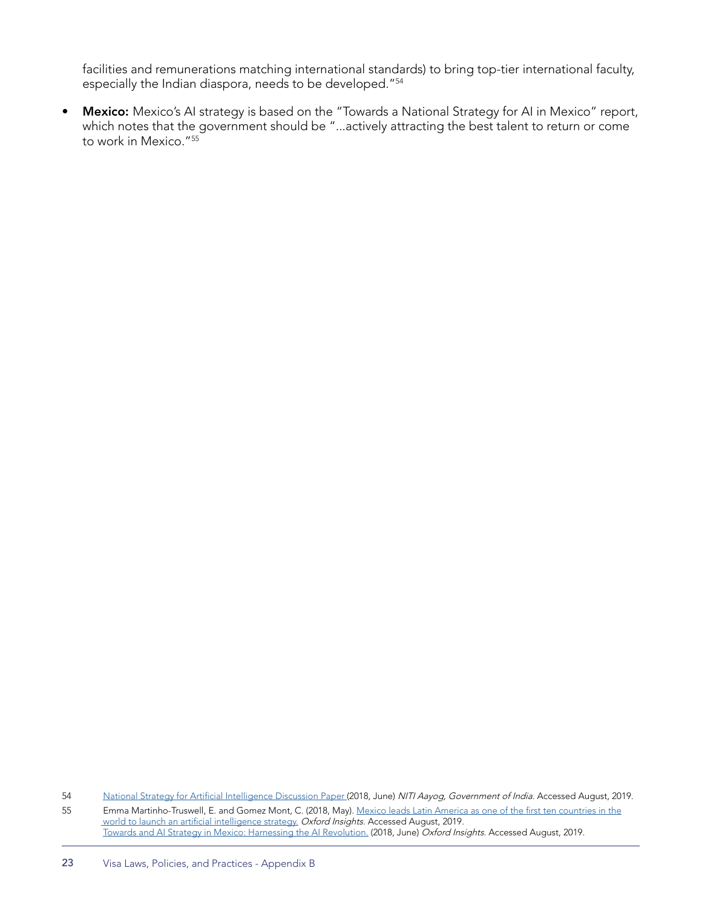facilities and remunerations matching international standards) to bring top-tier international faculty, especially the Indian diaspora, needs to be developed."[54]

- **Mexico:** Mexico's AI strategy is based on the "Towards a National Strategy for AI in Mexico" report, which notes that the government should be "...actively attracting the best talent to return or come to work in Mexico."[55]

---

54 National Strategy for Artificial Intelligence Discussion Paper (2018, June) *NITI Aayog, Government of India*. Accessed August, 2019.

55 Emma Martinho-Truswell, E. and Gomez Mont, C. (2018, May). Mexico leads Latin America as one of the first ten countries in the world to launch an artificial intelligence strategy. *Oxford Insights*. Accessed August, 2019.
Towards and AI Strategy in Mexico: Harnessing the AI Revolution. (2018, June) *Oxford Insights*. Accessed August, 2019.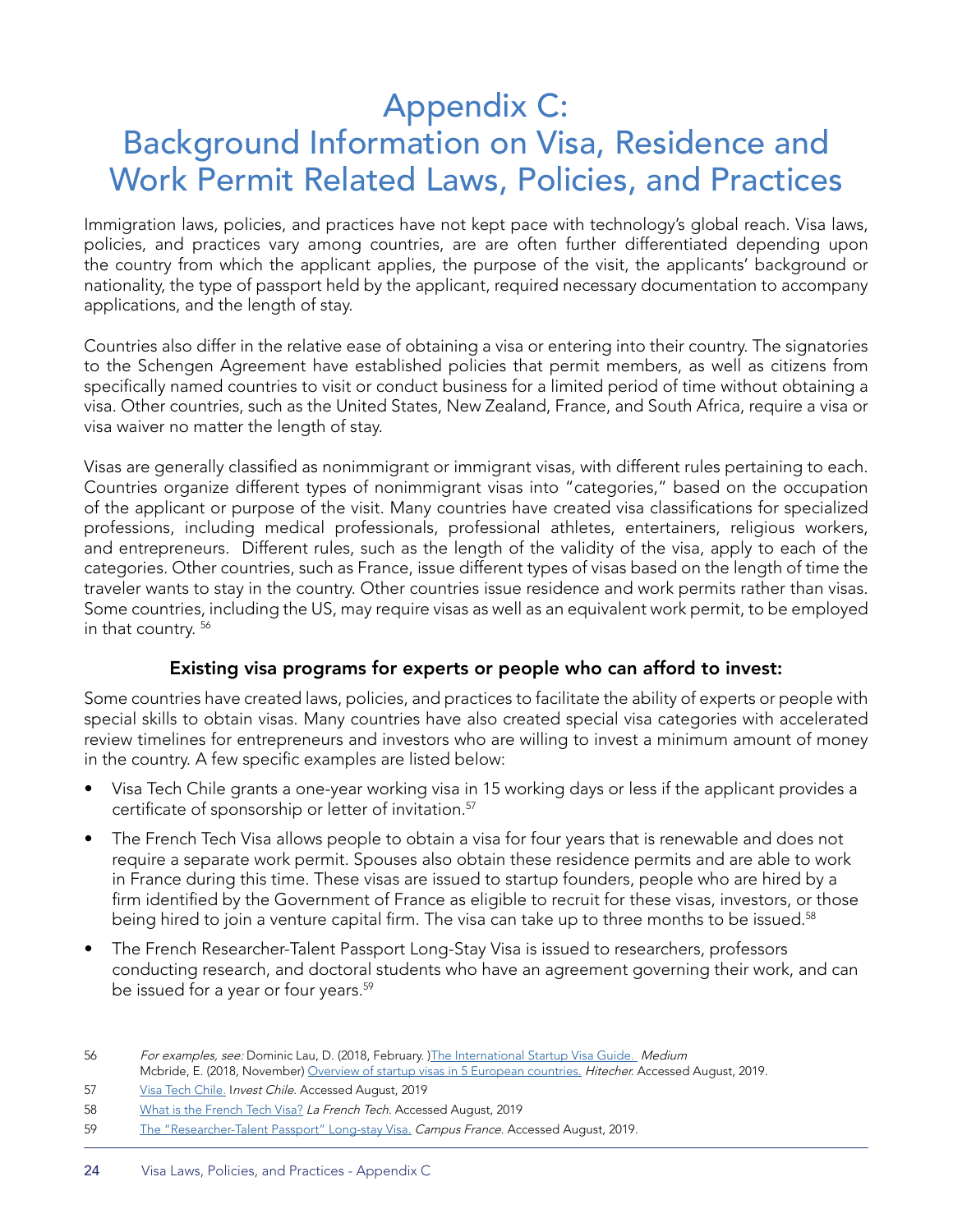# Appendix C: Background Information on Visa, Residence and Work Permit Related Laws, Policies, and Practices

Immigration laws, policies, and practices have not kept pace with technology's global reach. Visa laws, policies, and practices vary among countries, are are often further differentiated depending upon the country from which the applicant applies, the purpose of the visit, the applicants' background or nationality, the type of passport held by the applicant, required necessary documentation to accompany applications, and the length of stay.

Countries also differ in the relative ease of obtaining a visa or entering into their country. The signatories to the Schengen Agreement have established policies that permit members, as well as citizens from specifically named countries to visit or conduct business for a limited period of time without obtaining a visa. Other countries, such as the United States, New Zealand, France, and South Africa, require a visa or visa waiver no matter the length of stay.

Visas are generally classified as nonimmigrant or immigrant visas, with different rules pertaining to each. Countries organize different types of nonimmigrant visas into "categories," based on the occupation of the applicant or purpose of the visit. Many countries have created visa classifications for specialized professions, including medical professionals, professional athletes, entertainers, religious workers, and entrepreneurs. Different rules, such as the length of the validity of the visa, apply to each of the categories. Other countries, such as France, issue different types of visas based on the length of time the traveler wants to stay in the country. Other countries issue residence and work permits rather than visas. Some countries, including the US, may require visas as well as an equivalent work permit, to be employed in that country. [56]

### Existing visa programs for experts or people who can afford to invest:

Some countries have created laws, policies, and practices to facilitate the ability of experts or people with special skills to obtain visas. Many countries have also created special visa categories with accelerated review timelines for entrepreneurs and investors who are willing to invest a minimum amount of money in the country. A few specific examples are listed below:

- Visa Tech Chile grants a one-year working visa in 15 working days or less if the applicant provides a certificate of sponsorship or letter of invitation.[57]
- The French Tech Visa allows people to obtain a visa for four years that is renewable and does not require a separate work permit. Spouses also obtain these residence permits and are able to work in France during this time. These visas are issued to startup founders, people who are hired by a firm identified by the Government of France as eligible to recruit for these visas, investors, or those being hired to join a venture capital firm. The visa can take up to three months to be issued.[58]
- The French Researcher-Talent Passport Long-Stay Visa is issued to researchers, professors conducting research, and doctoral students who have an agreement governing their work, and can be issued for a year or four years.[59]

---

56 *For examples, see:* Dominic Lau, D. (2018, February. )The International Startup Visa Guide. *Medium*
Mcbride, E. (2018, November) Overview of startup visas in 5 European countries. *Hitecher.* Accessed August, 2019.

57 Visa Tech Chile. I*nvest Chile.* Accessed August, 2019

58 What is the French Tech Visa? *La French Tech.* Accessed August, 2019

59 The "Researcher-Talent Passport" Long-stay Visa. *Campus France.* Accessed August, 2019.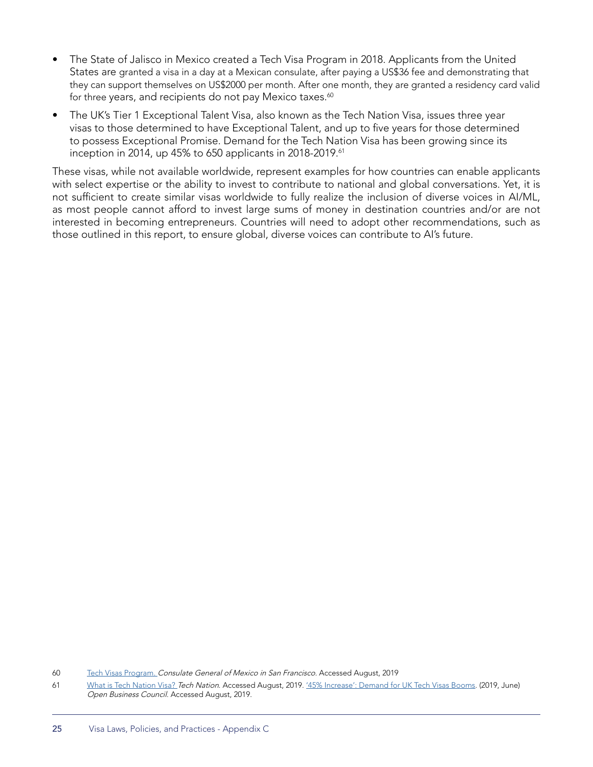- The State of Jalisco in Mexico created a Tech Visa Program in 2018. Applicants from the United States are granted a visa in a day at a Mexican consulate, after paying a US$36 fee and demonstrating that they can support themselves on US$2000 per month. After one month, they are granted a residency card valid for three years, and recipients do not pay Mexico taxes.[60]
- The UK's Tier 1 Exceptional Talent Visa, also known as the Tech Nation Visa, issues three year visas to those determined to have Exceptional Talent, and up to five years for those determined to possess Exceptional Promise. Demand for the Tech Nation Visa has been growing since its inception in 2014, up 45% to 650 applicants in 2018-2019.[61]

These visas, while not available worldwide, represent examples for how countries can enable applicants with select expertise or the ability to invest to contribute to national and global conversations. Yet, it is not sufficient to create similar visas worldwide to fully realize the inclusion of diverse voices in AI/ML, as most people cannot afford to invest large sums of money in destination countries and/or are not interested in becoming entrepreneurs. Countries will need to adopt other recommendations, such as those outlined in this report, to ensure global, diverse voices can contribute to AI's future.

60 Tech Visas Program. *Consulate General of Mexico in San Francisco*. Accessed August, 2019

61 What is Tech Nation Visa? *Tech Nation*. Accessed August, 2019. '45% Increase': Demand for UK Tech Visas Booms. (2019, June) *Open Business Council*. Accessed August, 2019.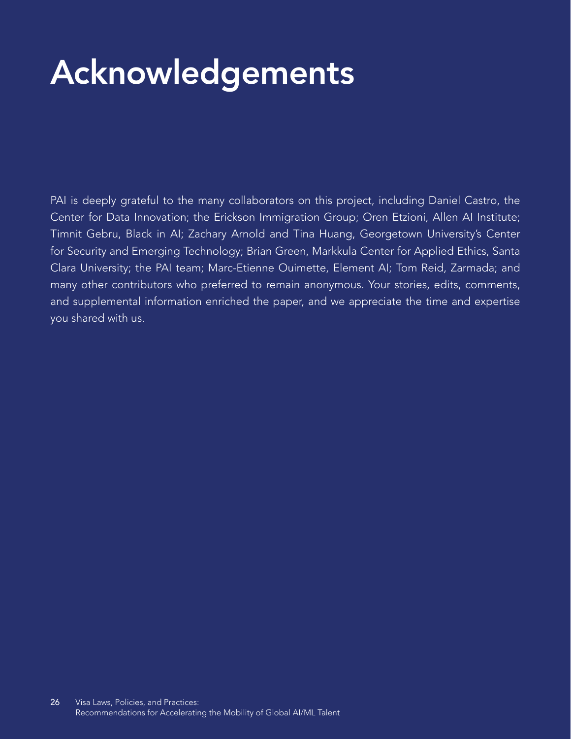# Acknowledgements

PAI is deeply grateful to the many collaborators on this project, including Daniel Castro, the Center for Data Innovation; the Erickson Immigration Group; Oren Etzioni, Allen AI Institute; Timnit Gebru, Black in AI; Zachary Arnold and Tina Huang, Georgetown University's Center for Security and Emerging Technology; Brian Green, Markkula Center for Applied Ethics, Santa Clara University; the PAI team; Marc-Etienne Ouimette, Element AI; Tom Reid, Zarmada; and many other contributors who preferred to remain anonymous. Your stories, edits, comments, and supplemental information enriched the paper, and we appreciate the time and expertise you shared with us.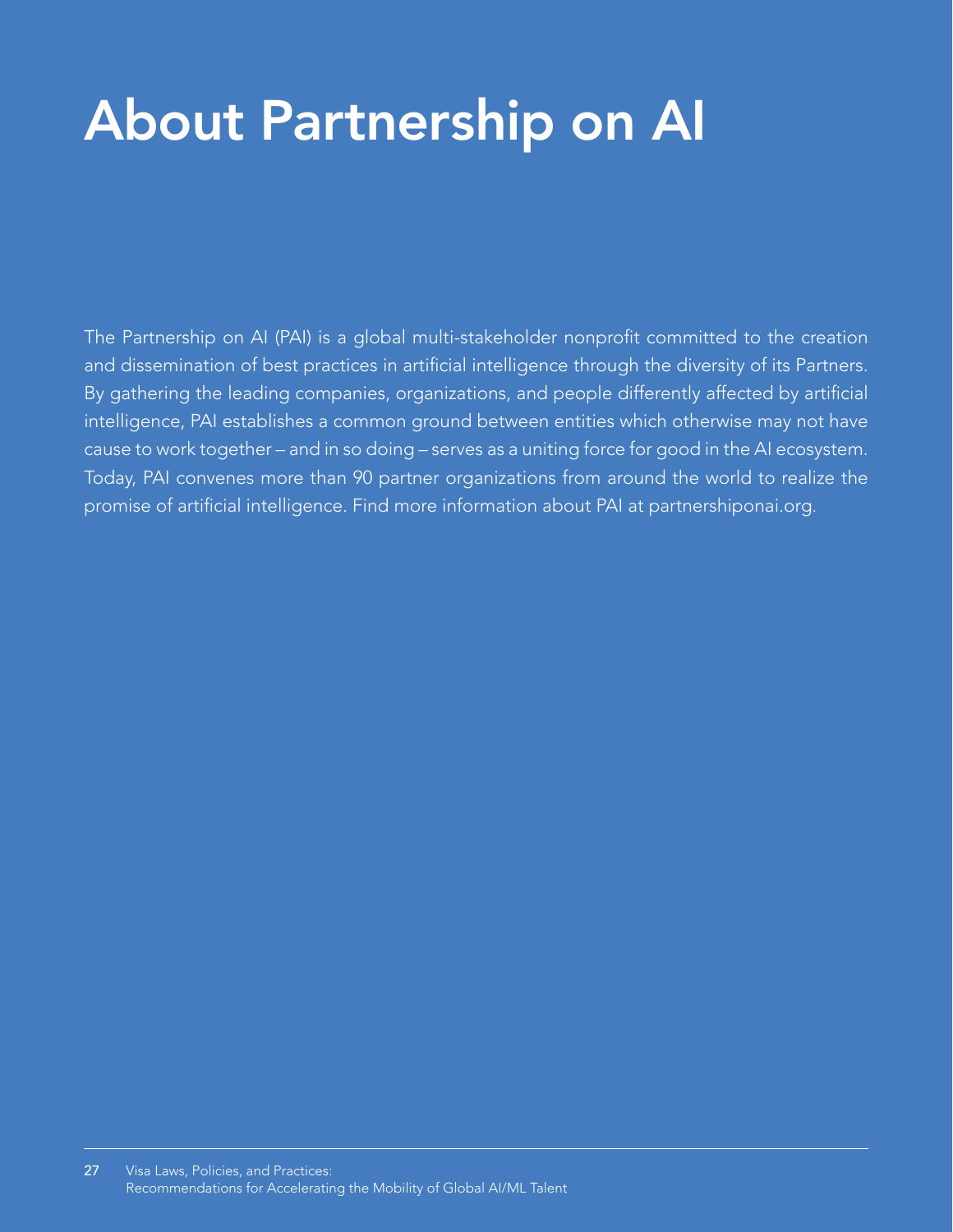# About Partnership on AI

The Partnership on AI (PAI) is a global multi-stakeholder nonprofit committed to the creation and dissemination of best practices in artificial intelligence through the diversity of its Partners. By gathering the leading companies, organizations, and people differently affected by artificial intelligence, PAI establishes a common ground between entities which otherwise may not have cause to work together – and in so doing – serves as a uniting force for good in the AI ecosystem. Today, PAI convenes more than 90 partner organizations from around the world to realize the promise of artificial intelligence. Find more information about PAI at partnershiponai.org.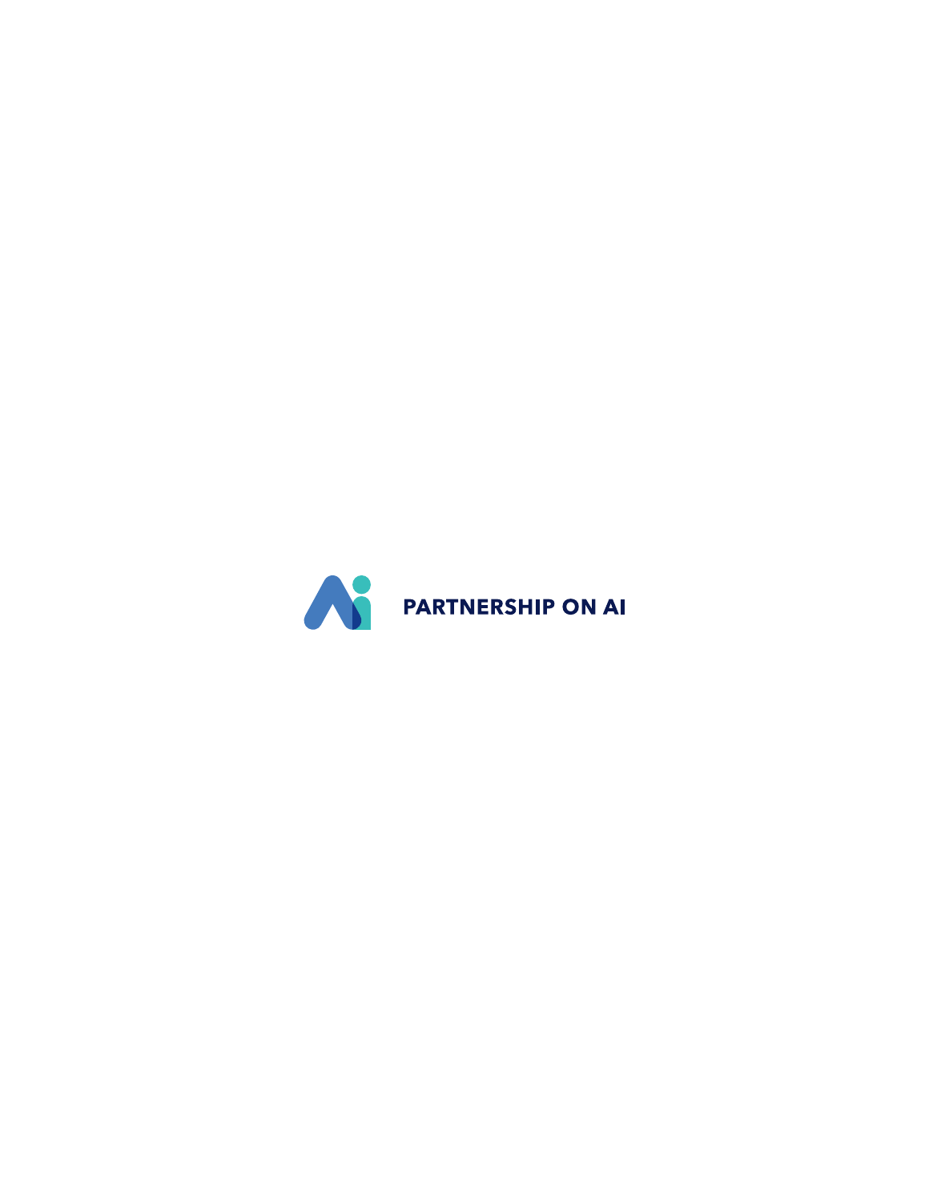PARTNERSHIP ON AI